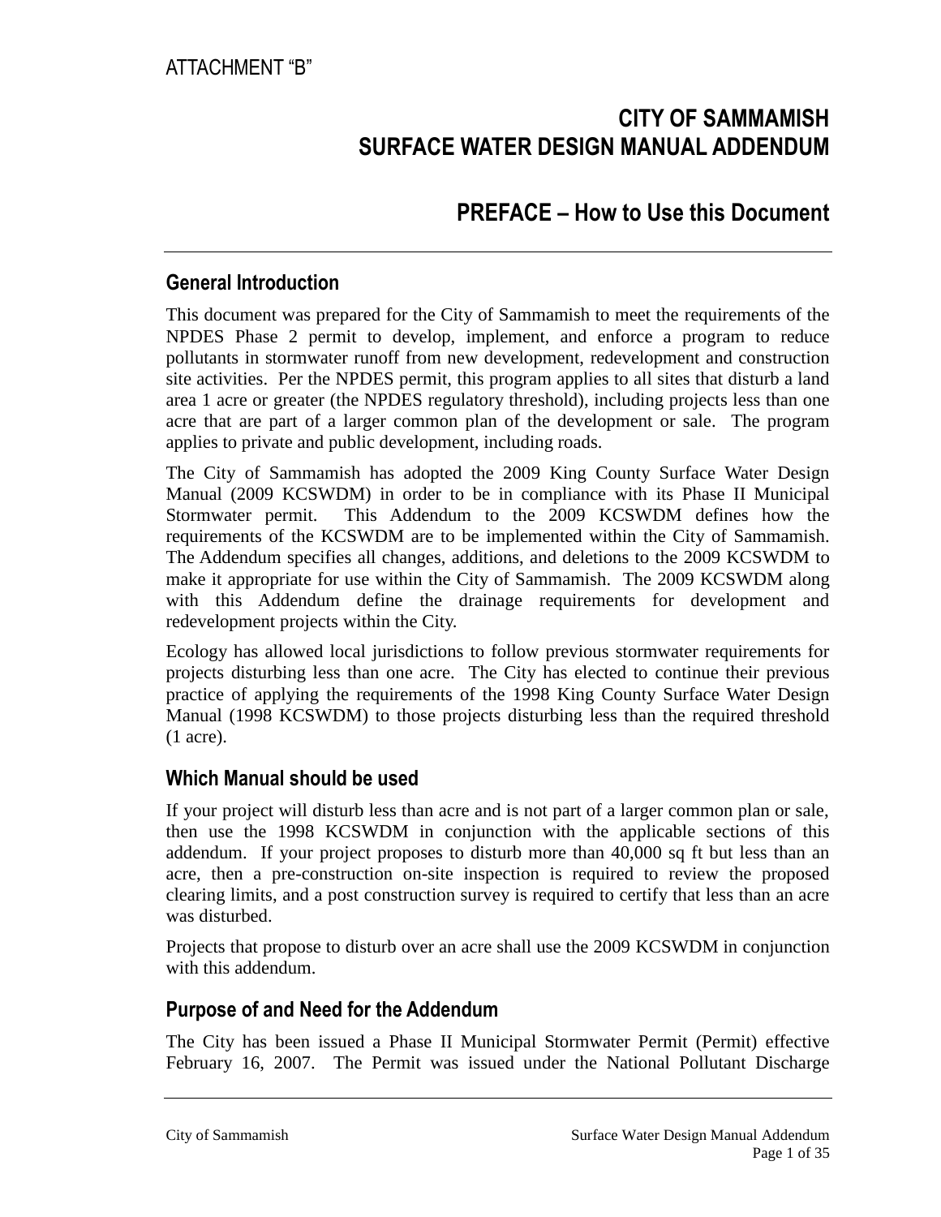ATTACHMENT "B"

# CITY OF SAMMAMISH SURFACE WATER DESIGN MANUAL ADDENDUM

## PREFACE – How to Use this Document

### General Introduction

This document was prepared for the City of Sammamish to meet the requirements of the NPDES Phase 2 permit to develop, implement, and enforce a program to reduce pollutants in stormwater runoff from new development, redevelopment and construction site activities. Per the NPDES permit, this program applies to all sites that disturb a land area 1 acre or greater (the NPDES regulatory threshold), including projects less than one acre that are part of a larger common plan of the development or sale. The program applies to private and public development, including roads.

The City of Sammamish has adopted the 2009 King County Surface Water Design Manual (2009 KCSWDM) in order to be in compliance with its Phase II Municipal Stormwater permit. This Addendum to the 2009 KCSWDM defines how the requirements of the KCSWDM are to be implemented within the City of Sammamish. The Addendum specifies all changes, additions, and deletions to the 2009 KCSWDM to make it appropriate for use within the City of Sammamish. The 2009 KCSWDM along with this Addendum define the drainage requirements for development and redevelopment projects within the City.

Ecology has allowed local jurisdictions to follow previous stormwater requirements for projects disturbing less than one acre. The City has elected to continue their previous practice of applying the requirements of the 1998 King County Surface Water Design Manual (1998 KCSWDM) to those projects disturbing less than the required threshold (1 acre).

### Which Manual should be used

If your project will disturb less than acre and is not part of a larger common plan or sale, then use the 1998 KCSWDM in conjunction with the applicable sections of this addendum. If your project proposes to disturb more than 40,000 sq ft but less than an acre, then a pre-construction on-site inspection is required to review the proposed clearing limits, and a post construction survey is required to certify that less than an acre was disturbed.

Projects that propose to disturb over an acre shall use the 2009 KCSWDM in conjunction with this addendum.

### Purpose of and Need for the Addendum

The City has been issued a Phase II Municipal Stormwater Permit (Permit) effective February 16, 2007. The Permit was issued under the National Pollutant Discharge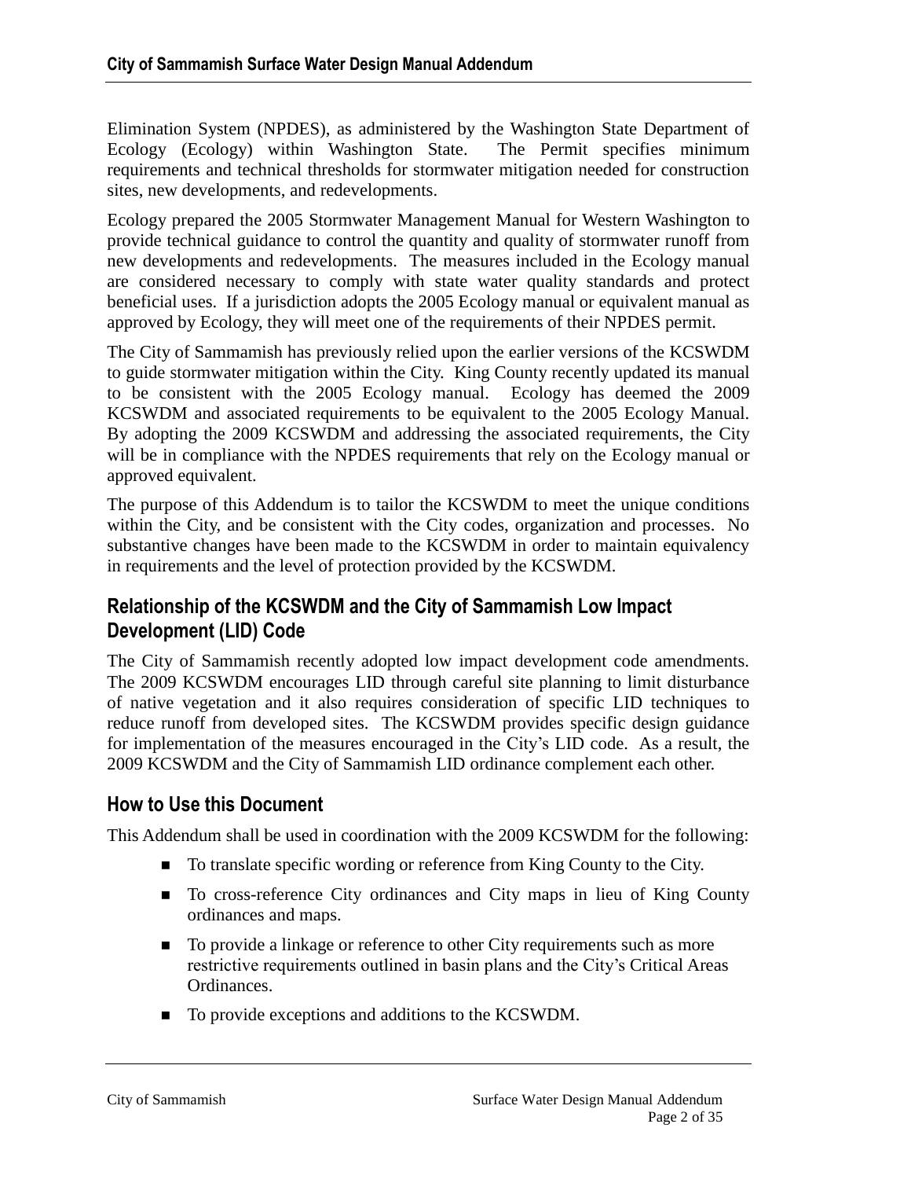Elimination System (NPDES), as administered by the Washington State Department of Ecology (Ecology) within Washington State. The Permit specifies minimum requirements and technical thresholds for stormwater mitigation needed for construction sites, new developments, and redevelopments.

Ecology prepared the 2005 Stormwater Management Manual for Western Washington to provide technical guidance to control the quantity and quality of stormwater runoff from new developments and redevelopments. The measures included in the Ecology manual are considered necessary to comply with state water quality standards and protect beneficial uses. If a jurisdiction adopts the 2005 Ecology manual or equivalent manual as approved by Ecology, they will meet one of the requirements of their NPDES permit.

The City of Sammamish has previously relied upon the earlier versions of the KCSWDM to guide stormwater mitigation within the City. King County recently updated its manual to be consistent with the 2005 Ecology manual. Ecology has deemed the 2009 KCSWDM and associated requirements to be equivalent to the 2005 Ecology Manual. By adopting the 2009 KCSWDM and addressing the associated requirements, the City will be in compliance with the NPDES requirements that rely on the Ecology manual or approved equivalent.

The purpose of this Addendum is to tailor the KCSWDM to meet the unique conditions within the City, and be consistent with the City codes, organization and processes. No substantive changes have been made to the KCSWDM in order to maintain equivalency in requirements and the level of protection provided by the KCSWDM.

## Relationship of the KCSWDM and the City of Sammamish Low Impact Development (LID) Code

The City of Sammamish recently adopted low impact development code amendments. The 2009 KCSWDM encourages LID through careful site planning to limit disturbance of native vegetation and it also requires consideration of specific LID techniques to reduce runoff from developed sites. The KCSWDM provides specific design guidance for implementation of the measures encouraged in the City's LID code. As a result, the 2009 KCSWDM and the City of Sammamish LID ordinance complement each other.

## How to Use this Document

This Addendum shall be used in coordination with the 2009 KCSWDM for the following:

- To translate specific wording or reference from King County to the City.
- To cross-reference City ordinances and City maps in lieu of King County ordinances and maps.
- To provide a linkage or reference to other City requirements such as more restrictive requirements outlined in basin plans and the City's Critical Areas Ordinances.
- To provide exceptions and additions to the KCSWDM.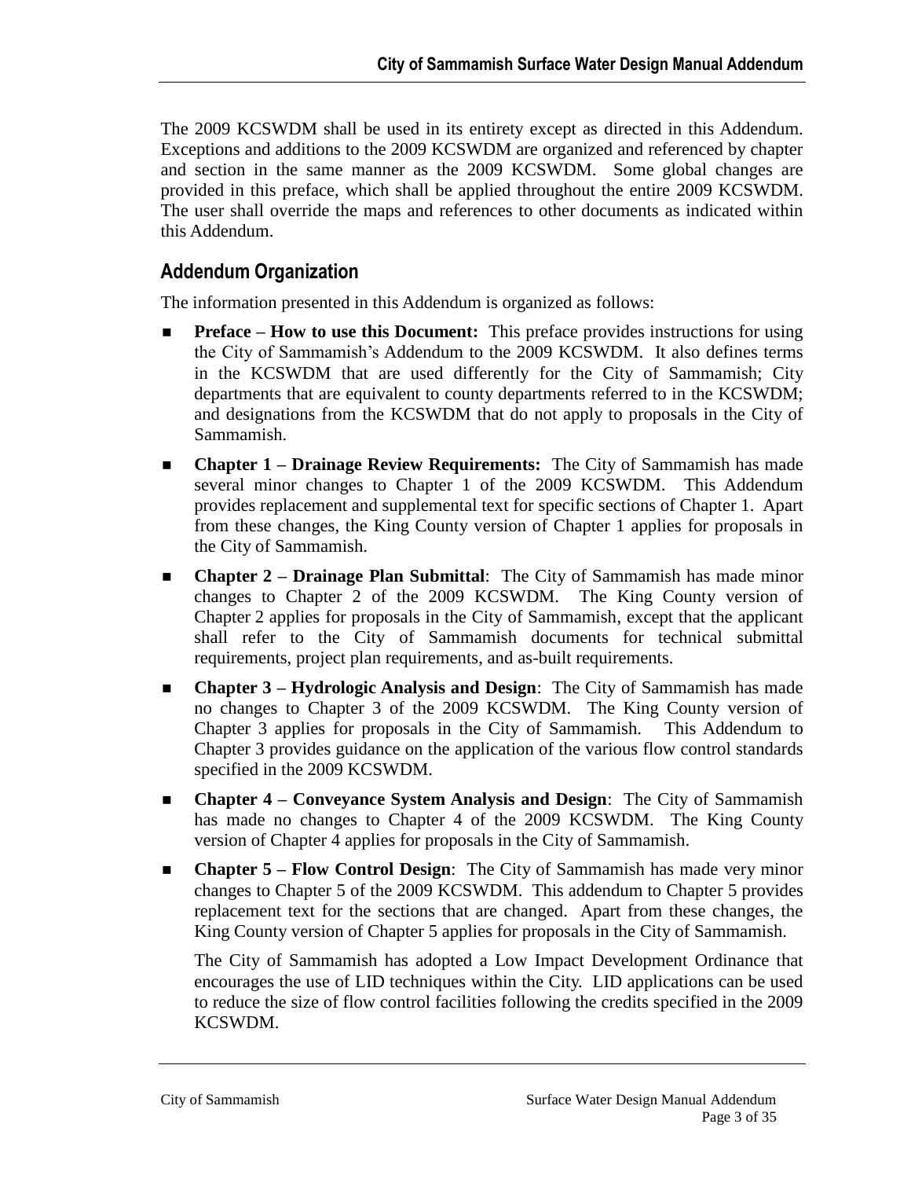The 2009 KCSWDM shall be used in its entirety except as directed in this Addendum. Exceptions and additions to the 2009 KCSWDM are organized and referenced by chapter and section in the same manner as the 2009 KCSWDM. Some global changes are provided in this preface, which shall be applied throughout the entire 2009 KCSWDM. The user shall override the maps and references to other documents as indicated within this Addendum.

## Addendum Organization

The information presented in this Addendum is organized as follows:

- **Preface – How to use this Document:** This preface provides instructions for using the City of Sammamish's Addendum to the 2009 KCSWDM. It also defines terms in the KCSWDM that are used differently for the City of Sammamish; City departments that are equivalent to county departments referred to in the KCSWDM; and designations from the KCSWDM that do not apply to proposals in the City of Sammamish.
- **Chapter 1 – Drainage Review Requirements:** The City of Sammamish has made several minor changes to Chapter 1 of the 2009 KCSWDM. This Addendum provides replacement and supplemental text for specific sections of Chapter 1. Apart from these changes, the King County version of Chapter 1 applies for proposals in the City of Sammamish.
- **Chapter 2 – Drainage Plan Submittal**: The City of Sammamish has made minor changes to Chapter 2 of the 2009 KCSWDM. The King County version of Chapter 2 applies for proposals in the City of Sammamish, except that the applicant shall refer to the City of Sammamish documents for technical submittal requirements, project plan requirements, and as-built requirements.
- **Chapter 3 – Hydrologic Analysis and Design**: The City of Sammamish has made no changes to Chapter 3 of the 2009 KCSWDM. The King County version of Chapter 3 applies for proposals in the City of Sammamish. This Addendum to Chapter 3 provides guidance on the application of the various flow control standards specified in the 2009 KCSWDM.
- **Chapter 4 – Conveyance System Analysis and Design**: The City of Sammamish has made no changes to Chapter 4 of the 2009 KCSWDM. The King County version of Chapter 4 applies for proposals in the City of Sammamish.
- **Chapter 5 – Flow Control Design**: The City of Sammamish has made very minor changes to Chapter 5 of the 2009 KCSWDM. This addendum to Chapter 5 provides replacement text for the sections that are changed. Apart from these changes, the King County version of Chapter 5 applies for proposals in the City of Sammamish.

  The City of Sammamish has adopted a Low Impact Development Ordinance that encourages the use of LID techniques within the City. LID applications can be used to reduce the size of flow control facilities following the credits specified in the 2009 KCSWDM.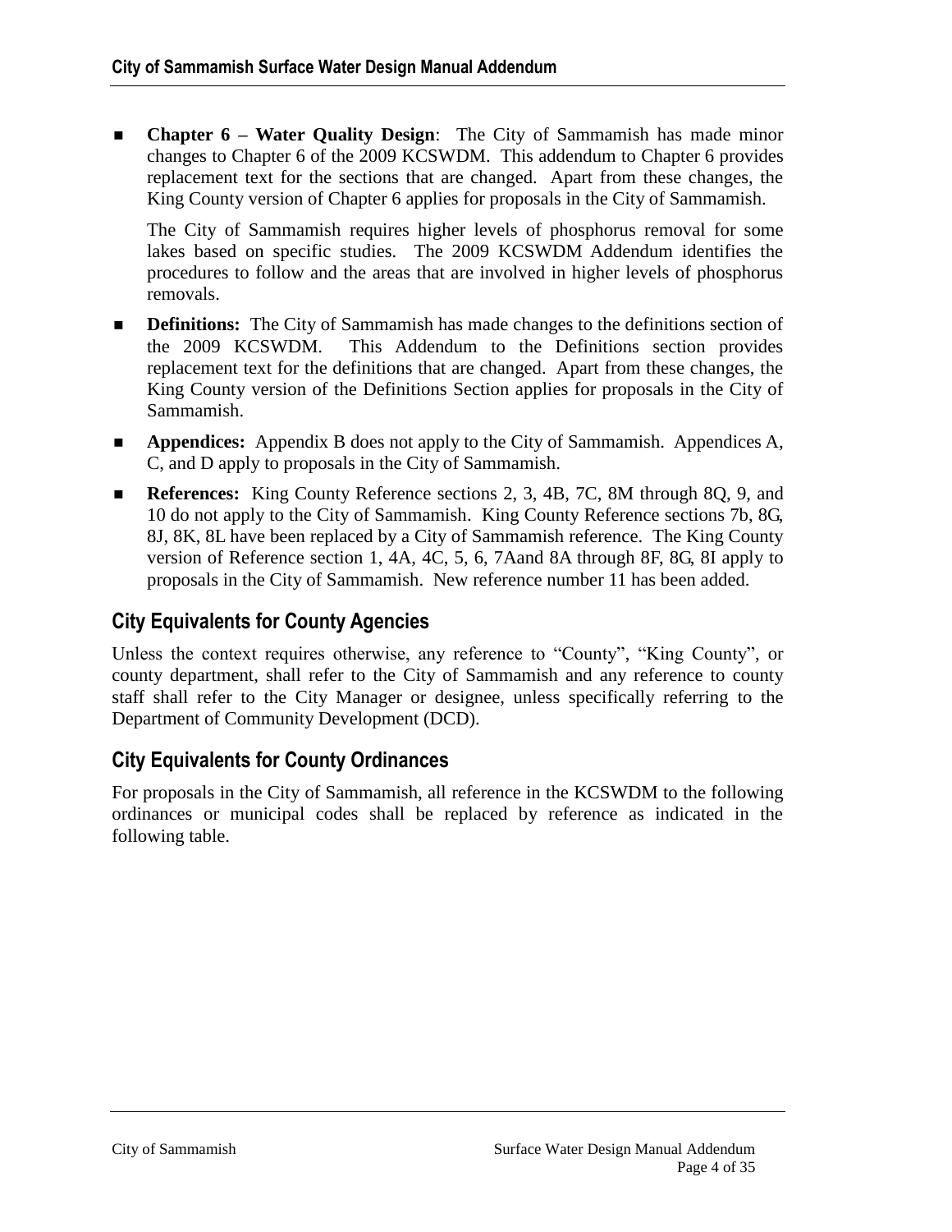- **Chapter 6 – Water Quality Design**: The City of Sammamish has made minor changes to Chapter 6 of the 2009 KCSWDM. This addendum to Chapter 6 provides replacement text for the sections that are changed. Apart from these changes, the King County version of Chapter 6 applies for proposals in the City of Sammamish.

  The City of Sammamish requires higher levels of phosphorus removal for some lakes based on specific studies. The 2009 KCSWDM Addendum identifies the procedures to follow and the areas that are involved in higher levels of phosphorus removals.

- **Definitions:** The City of Sammamish has made changes to the definitions section of the 2009 KCSWDM. This Addendum to the Definitions section provides replacement text for the definitions that are changed. Apart from these changes, the King County version of the Definitions Section applies for proposals in the City of Sammamish.

- **Appendices:** Appendix B does not apply to the City of Sammamish. Appendices A, C, and D apply to proposals in the City of Sammamish.

- **References:** King County Reference sections 2, 3, 4B, 7C, 8M through 8Q, 9, and 10 do not apply to the City of Sammamish. King County Reference sections 7b, 8G, 8J, 8K, 8L have been replaced by a City of Sammamish reference. The King County version of Reference section 1, 4A, 4C, 5, 6, 7Aand 8A through 8F, 8G, 8I apply to proposals in the City of Sammamish. New reference number 11 has been added.

## City Equivalents for County Agencies

Unless the context requires otherwise, any reference to "County", "King County", or county department, shall refer to the City of Sammamish and any reference to county staff shall refer to the City Manager or designee, unless specifically referring to the Department of Community Development (DCD).

## City Equivalents for County Ordinances

For proposals in the City of Sammamish, all reference in the KCSWDM to the following ordinances or municipal codes shall be replaced by reference as indicated in the following table.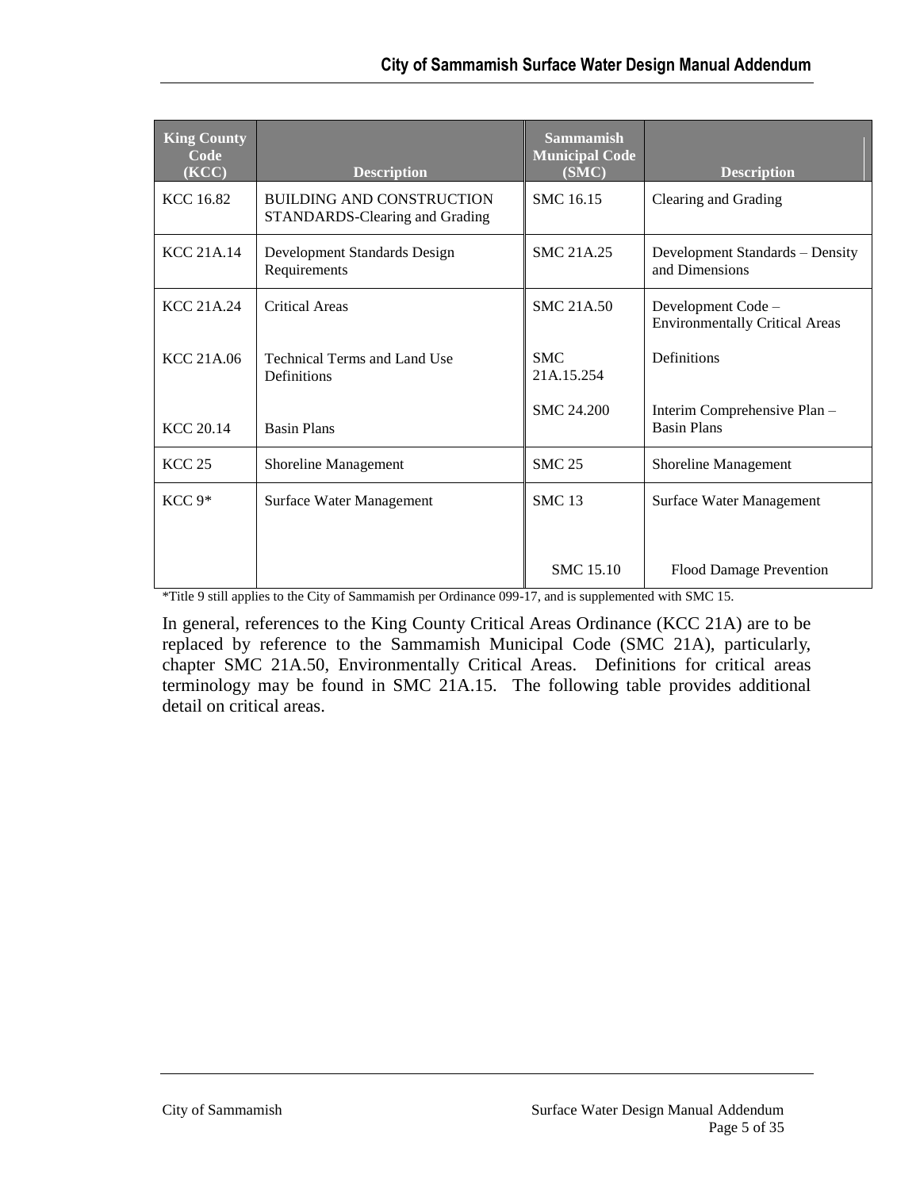| King County Code (KCC) | Description | Sammamish Municipal Code (SMC) | Description |
|---|---|---|---|
| KCC 16.82 | BUILDING AND CONSTRUCTION STANDARDS-Clearing and Grading | SMC 16.15 | Clearing and Grading |
| KCC 21A.14 | Development Standards Design Requirements | SMC 21A.25 | Development Standards – Density and Dimensions |
| KCC 21A.24 | Critical Areas | SMC 21A.50 | Development Code – Environmentally Critical Areas |
| KCC 21A.06 | Technical Terms and Land Use Definitions | SMC 21A.15.254 | Definitions |
| KCC 20.14 | Basin Plans | SMC 24.200 | Interim Comprehensive Plan – Basin Plans |
| KCC 25 | Shoreline Management | SMC 25 | Shoreline Management |
| KCC 9* | Surface Water Management | SMC 13 | Surface Water Management |
| | | SMC 15.10 | Flood Damage Prevention |

*Title 9 still applies to the City of Sammamish per Ordinance 099-17, and is supplemented with SMC 15.

In general, references to the King County Critical Areas Ordinance (KCC 21A) are to be replaced by reference to the Sammamish Municipal Code (SMC 21A), particularly, chapter SMC 21A.50, Environmentally Critical Areas. Definitions for critical areas terminology may be found in SMC 21A.15. The following table provides additional detail on critical areas.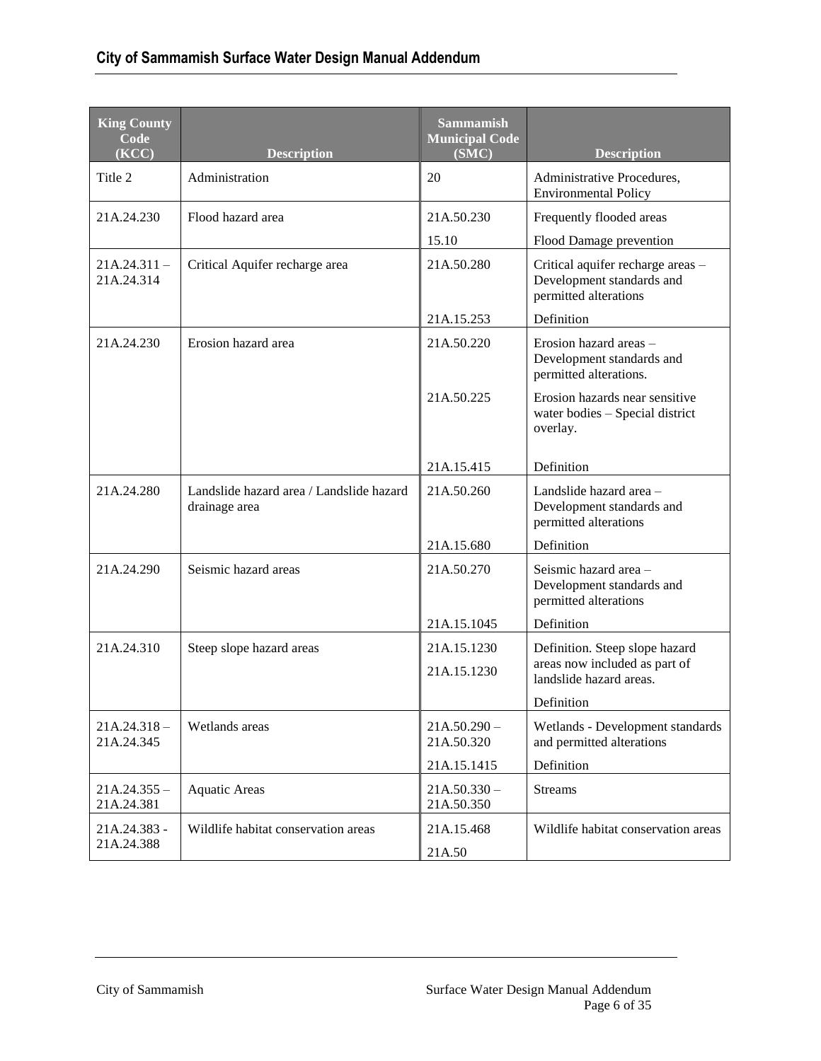| King County Code (KCC) | Description | Sammamish Municipal Code (SMC) | Description |
|---|---|---|---|
| Title 2 | Administration | 20 | Administrative Procedures, Environmental Policy |
| 21A.24.230 | Flood hazard area | 21A.50.230 | Frequently flooded areas |
| | | 15.10 | Flood Damage prevention |
| 21A.24.311 – 21A.24.314 | Critical Aquifer recharge area | 21A.50.280 | Critical aquifer recharge areas – Development standards and permitted alterations |
| | | 21A.15.253 | Definition |
| 21A.24.230 | Erosion hazard area | 21A.50.220 | Erosion hazard areas – Development standards and permitted alterations. |
| | | 21A.50.225 | Erosion hazards near sensitive water bodies – Special district overlay. |
| | | 21A.15.415 | Definition |
| 21A.24.280 | Landslide hazard area / Landslide hazard drainage area | 21A.50.260 | Landslide hazard area – Development standards and permitted alterations |
| | | 21A.15.680 | Definition |
| 21A.24.290 | Seismic hazard areas | 21A.50.270 | Seismic hazard area – Development standards and permitted alterations |
| | | 21A.15.1045 | Definition |
| 21A.24.310 | Steep slope hazard areas | 21A.15.1230 | Definition. Steep slope hazard areas now included as part of landslide hazard areas. |
| | | 21A.15.1230 | Definition |
| 21A.24.318 – 21A.24.345 | Wetlands areas | 21A.50.290 – 21A.50.320 | Wetlands - Development standards and permitted alterations |
| | | 21A.15.1415 | Definition |
| 21A.24.355 – 21A.24.381 | Aquatic Areas | 21A.50.330 – 21A.50.350 | Streams |
| 21A.24.383 - 21A.24.388 | Wildlife habitat conservation areas | 21A.15.468 | Wildlife habitat conservation areas |
| | | 21A.50 | |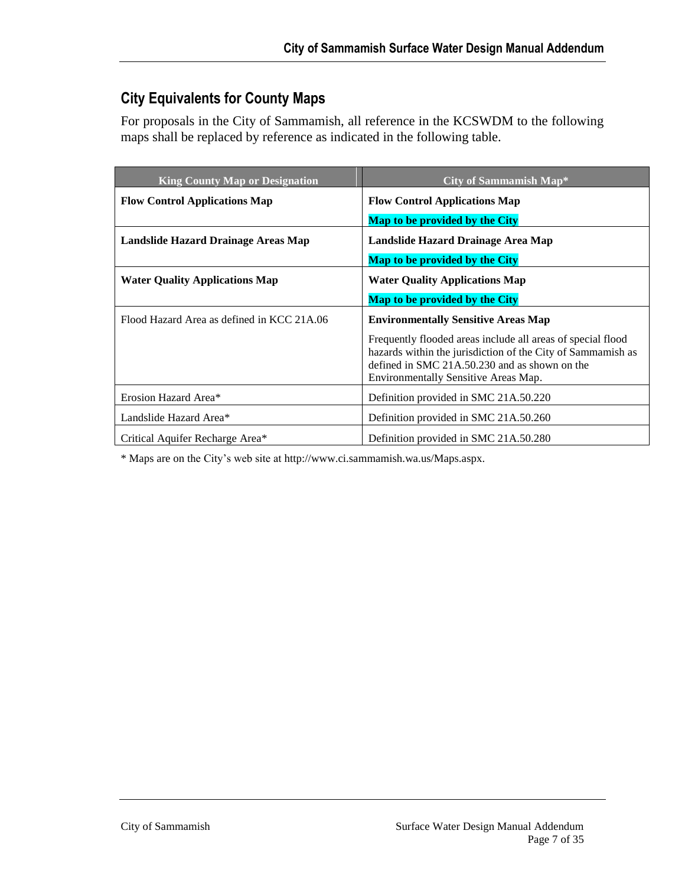## City Equivalents for County Maps

For proposals in the City of Sammamish, all reference in the KCSWDM to the following maps shall be replaced by reference as indicated in the following table.

| King County Map or Designation | City of Sammamish Map* |
|---|---|
| **Flow Control Applications Map** | **Flow Control Applications Map**<br>**Map to be provided by the City** |
| **Landslide Hazard Drainage Areas Map** | **Landslide Hazard Drainage Area Map**<br>**Map to be provided by the City** |
| **Water Quality Applications Map** | **Water Quality Applications Map**<br>**Map to be provided by the City** |
| Flood Hazard Area as defined in KCC 21A.06 | **Environmentally Sensitive Areas Map**<br>Frequently flooded areas include all areas of special flood hazards within the jurisdiction of the City of Sammamish as defined in SMC 21A.50.230 and as shown on the Environmentally Sensitive Areas Map. |
| Erosion Hazard Area* | Definition provided in SMC 21A.50.220 |
| Landslide Hazard Area* | Definition provided in SMC 21A.50.260 |
| Critical Aquifer Recharge Area* | Definition provided in SMC 21A.50.280 |

* Maps are on the City's web site at http://www.ci.sammamish.wa.us/Maps.aspx.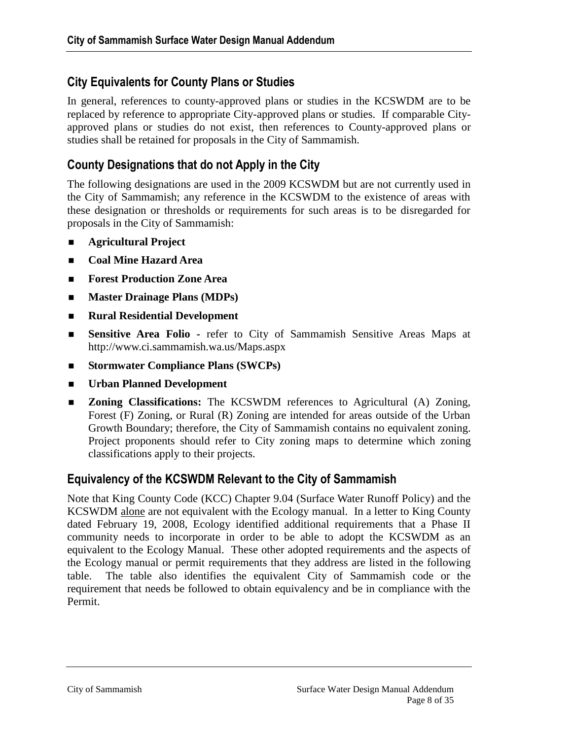## City Equivalents for County Plans or Studies

In general, references to county-approved plans or studies in the KCSWDM are to be replaced by reference to appropriate City-approved plans or studies. If comparable City-approved plans or studies do not exist, then references to County-approved plans or studies shall be retained for proposals in the City of Sammamish.

## County Designations that do not Apply in the City

The following designations are used in the 2009 KCSWDM but are not currently used in the City of Sammamish; any reference in the KCSWDM to the existence of areas with these designation or thresholds or requirements for such areas is to be disregarded for proposals in the City of Sammamish:

- **Agricultural Project**
- **Coal Mine Hazard Area**
- **Forest Production Zone Area**
- **Master Drainage Plans (MDPs)**
- **Rural Residential Development**
- **Sensitive Area Folio** - refer to City of Sammamish Sensitive Areas Maps at http://www.ci.sammamish.wa.us/Maps.aspx
- **Stormwater Compliance Plans (SWCPs)**
- **Urban Planned Development**
- **Zoning Classifications:** The KCSWDM references to Agricultural (A) Zoning, Forest (F) Zoning, or Rural (R) Zoning are intended for areas outside of the Urban Growth Boundary; therefore, the City of Sammamish contains no equivalent zoning. Project proponents should refer to City zoning maps to determine which zoning classifications apply to their projects.

## Equivalency of the KCSWDM Relevant to the City of Sammamish

Note that King County Code (KCC) Chapter 9.04 (Surface Water Runoff Policy) and the KCSWDM <u>alone</u> are not equivalent with the Ecology manual. In a letter to King County dated February 19, 2008, Ecology identified additional requirements that a Phase II community needs to incorporate in order to be able to adopt the KCSWDM as an equivalent to the Ecology Manual. These other adopted requirements and the aspects of the Ecology manual or permit requirements that they address are listed in the following table. The table also identifies the equivalent City of Sammamish code or the requirement that needs be followed to obtain equivalency and be in compliance with the Permit.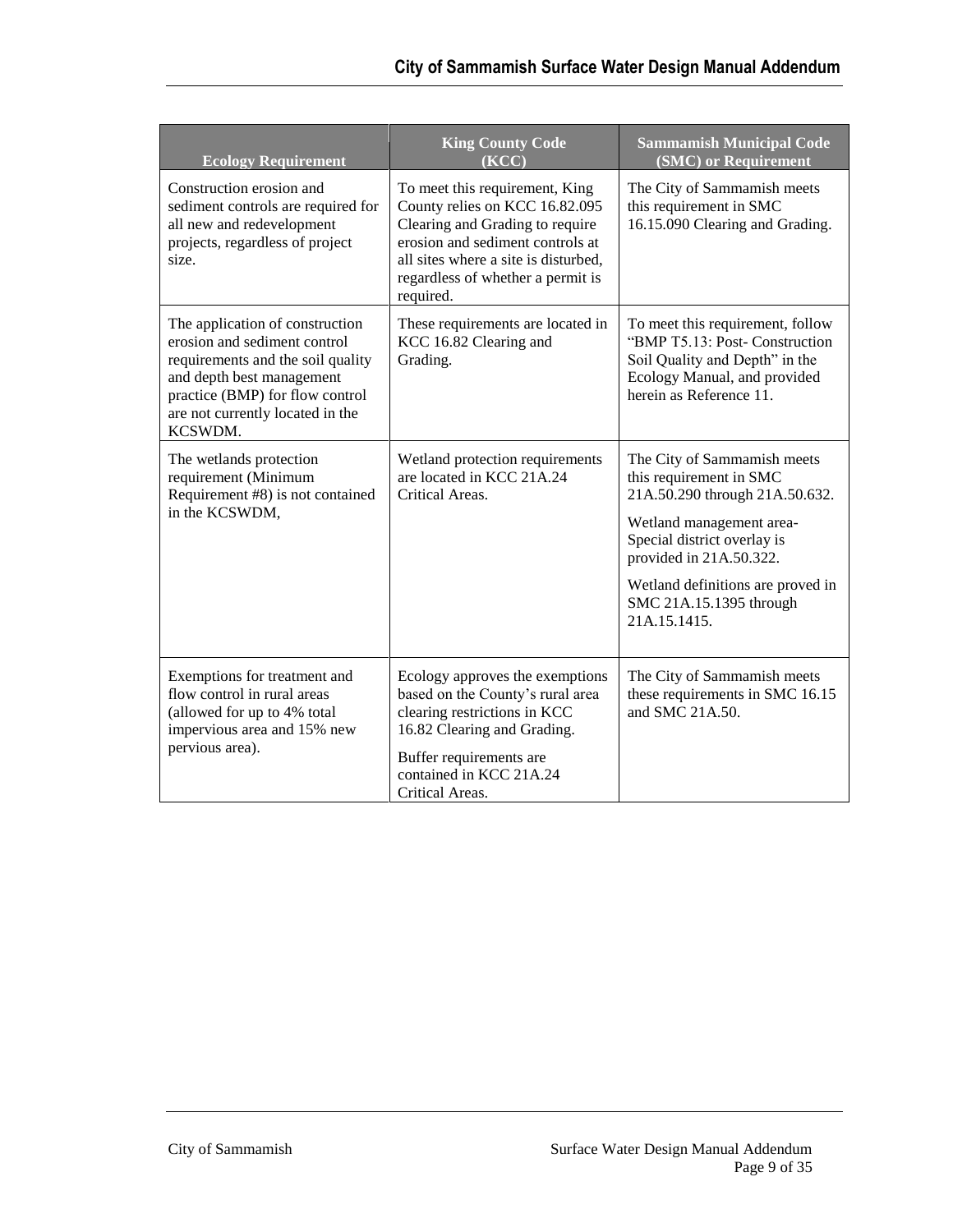| Ecology Requirement | King County Code (KCC) | Sammamish Municipal Code (SMC) or Requirement |
|---|---|---|
| Construction erosion and sediment controls are required for all new and redevelopment projects, regardless of project size. | To meet this requirement, King County relies on KCC 16.82.095 Clearing and Grading to require erosion and sediment controls at all sites where a site is disturbed, regardless of whether a permit is required. | The City of Sammamish meets this requirement in SMC 16.15.090 Clearing and Grading. |
| The application of construction erosion and sediment control requirements and the soil quality and depth best management practice (BMP) for flow control are not currently located in the KCSWDM. | These requirements are located in KCC 16.82 Clearing and Grading. | To meet this requirement, follow "BMP T5.13: Post- Construction Soil Quality and Depth" in the Ecology Manual, and provided herein as Reference 11. |
| The wetlands protection requirement (Minimum Requirement #8) is not contained in the KCSWDM, | Wetland protection requirements are located in KCC 21A.24 Critical Areas. | The City of Sammamish meets this requirement in SMC 21A.50.290 through 21A.50.632.<br><br>Wetland management area- Special district overlay is provided in 21A.50.322.<br><br>Wetland definitions are proved in SMC 21A.15.1395 through 21A.15.1415. |
| Exemptions for treatment and flow control in rural areas (allowed for up to 4% total impervious area and 15% new pervious area). | Ecology approves the exemptions based on the County's rural area clearing restrictions in KCC 16.82 Clearing and Grading.<br><br>Buffer requirements are contained in KCC 21A.24 Critical Areas. | The City of Sammamish meets these requirements in SMC 16.15 and SMC 21A.50. |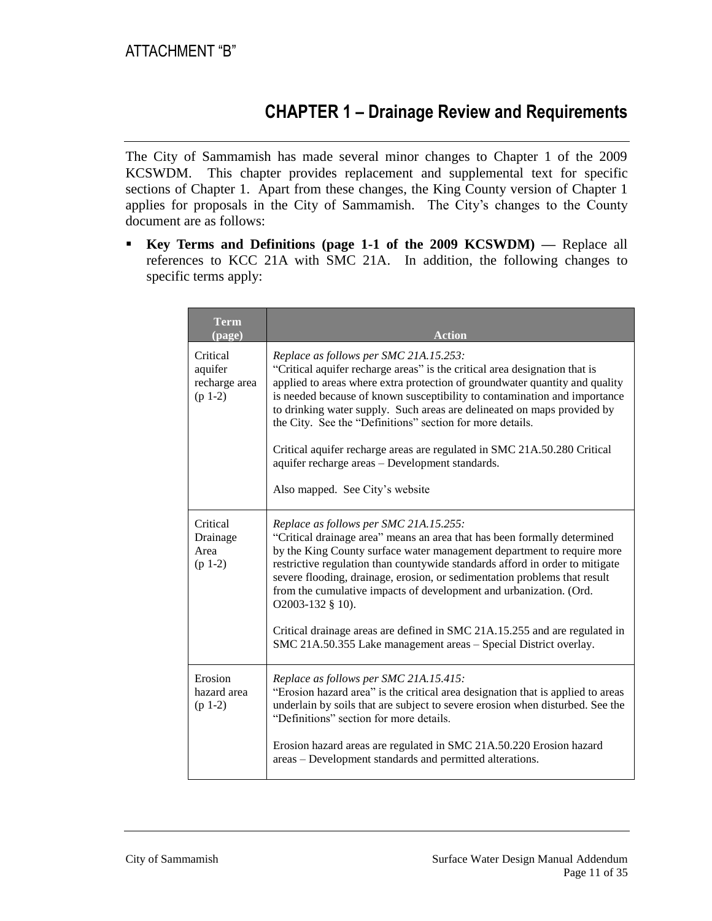ATTACHMENT "B"

# CHAPTER 1 – Drainage Review and Requirements

The City of Sammamish has made several minor changes to Chapter 1 of the 2009 KCSWDM. This chapter provides replacement and supplemental text for specific sections of Chapter 1. Apart from these changes, the King County version of Chapter 1 applies for proposals in the City of Sammamish. The City's changes to the County document are as follows:

- **Key Terms and Definitions (page 1-1 of the 2009 KCSWDM) —** Replace all references to KCC 21A with SMC 21A. In addition, the following changes to specific terms apply:

| Term (page) | Action |
|---|---|
| Critical aquifer recharge area (p 1-2) | *Replace as follows per SMC 21A.15.253:*<br>"Critical aquifer recharge areas" is the critical area designation that is applied to areas where extra protection of groundwater quantity and quality is needed because of known susceptibility to contamination and importance to drinking water supply. Such areas are delineated on maps provided by the City. See the "Definitions" section for more details.<br><br>Critical aquifer recharge areas are regulated in SMC 21A.50.280 Critical aquifer recharge areas – Development standards.<br><br>Also mapped. See City's website |
| Critical Drainage Area (p 1-2) | *Replace as follows per SMC 21A.15.255:*<br>"Critical drainage area" means an area that has been formally determined by the King County surface water management department to require more restrictive regulation than countywide standards afford in order to mitigate severe flooding, drainage, erosion, or sedimentation problems that result from the cumulative impacts of development and urbanization. (Ord. O2003-132 § 10).<br><br>Critical drainage areas are defined in SMC 21A.15.255 and are regulated in SMC 21A.50.355 Lake management areas – Special District overlay. |
| Erosion hazard area (p 1-2) | *Replace as follows per SMC 21A.15.415:*<br>"Erosion hazard area" is the critical area designation that is applied to areas underlain by soils that are subject to severe erosion when disturbed. See the "Definitions" section for more details.<br><br>Erosion hazard areas are regulated in SMC 21A.50.220 Erosion hazard areas – Development standards and permitted alterations. |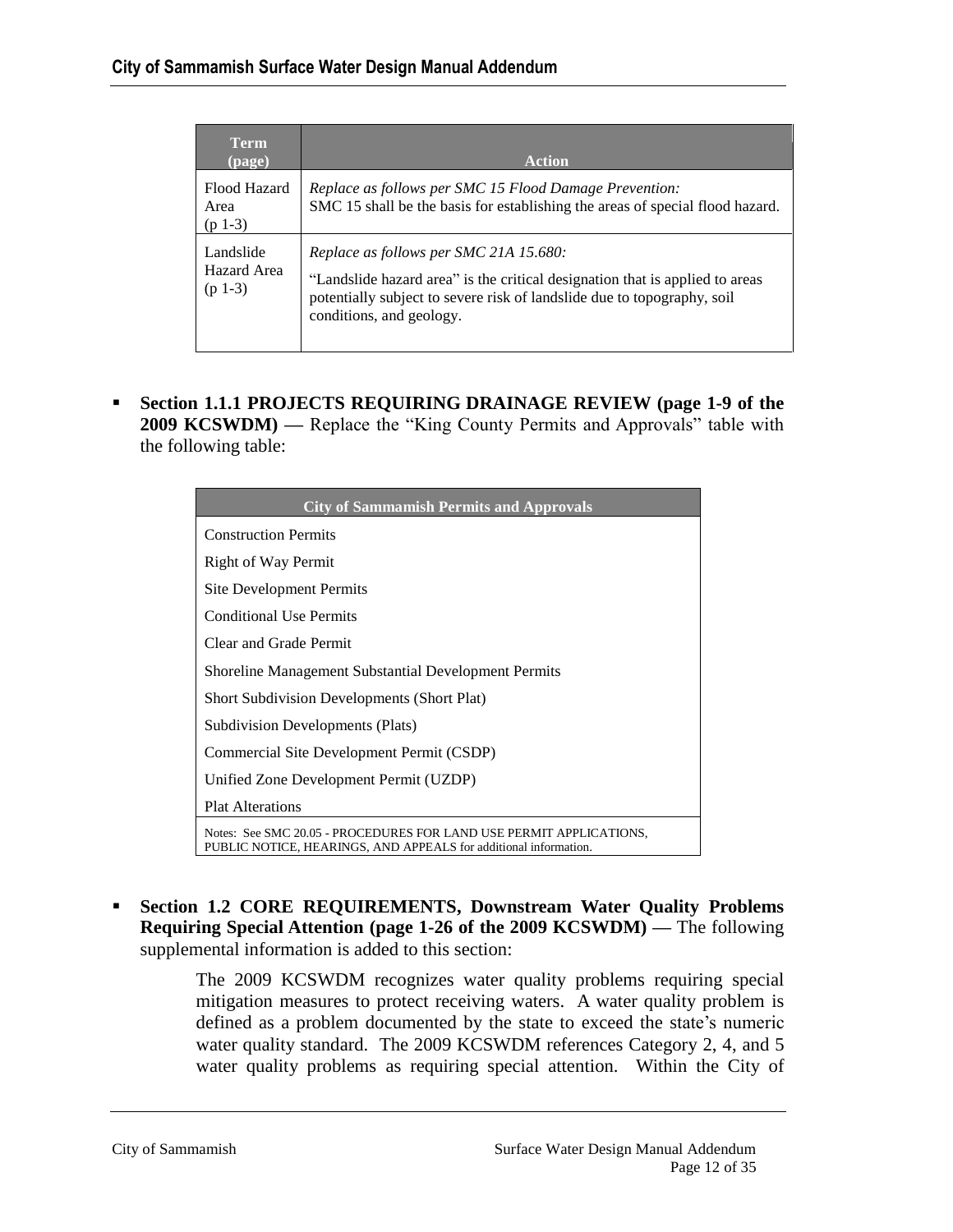| Term (page) | Action |
|---|---|
| Flood Hazard Area (p 1-3) | *Replace as follows per SMC 15 Flood Damage Prevention:* SMC 15 shall be the basis for establishing the areas of special flood hazard. |
| Landslide Hazard Area (p 1-3) | *Replace as follows per SMC 21A 15.680:* “Landslide hazard area” is the critical designation that is applied to areas potentially subject to severe risk of landslide due to topography, soil conditions, and geology. |

- **Section 1.1.1 PROJECTS REQUIRING DRAINAGE REVIEW (page 1-9 of the 2009 KCSWDM) —** Replace the “King County Permits and Approvals” table with the following table:

| City of Sammamish Permits and Approvals |
|---|
| Construction Permits |
| Right of Way Permit |
| Site Development Permits |
| Conditional Use Permits |
| Clear and Grade Permit |
| Shoreline Management Substantial Development Permits |
| Short Subdivision Developments (Short Plat) |
| Subdivision Developments (Plats) |
| Commercial Site Development Permit (CSDP) |
| Unified Zone Development Permit (UZDP) |
| Plat Alterations |
| Notes: See SMC 20.05 - PROCEDURES FOR LAND USE PERMIT APPLICATIONS, PUBLIC NOTICE, HEARINGS, AND APPEALS for additional information. |

- **Section 1.2 CORE REQUIREMENTS, Downstream Water Quality Problems Requiring Special Attention (page 1-26 of the 2009 KCSWDM) —** The following supplemental information is added to this section:

  The 2009 KCSWDM recognizes water quality problems requiring special mitigation measures to protect receiving waters. A water quality problem is defined as a problem documented by the state to exceed the state’s numeric water quality standard. The 2009 KCSWDM references Category 2, 4, and 5 water quality problems as requiring special attention. Within the City of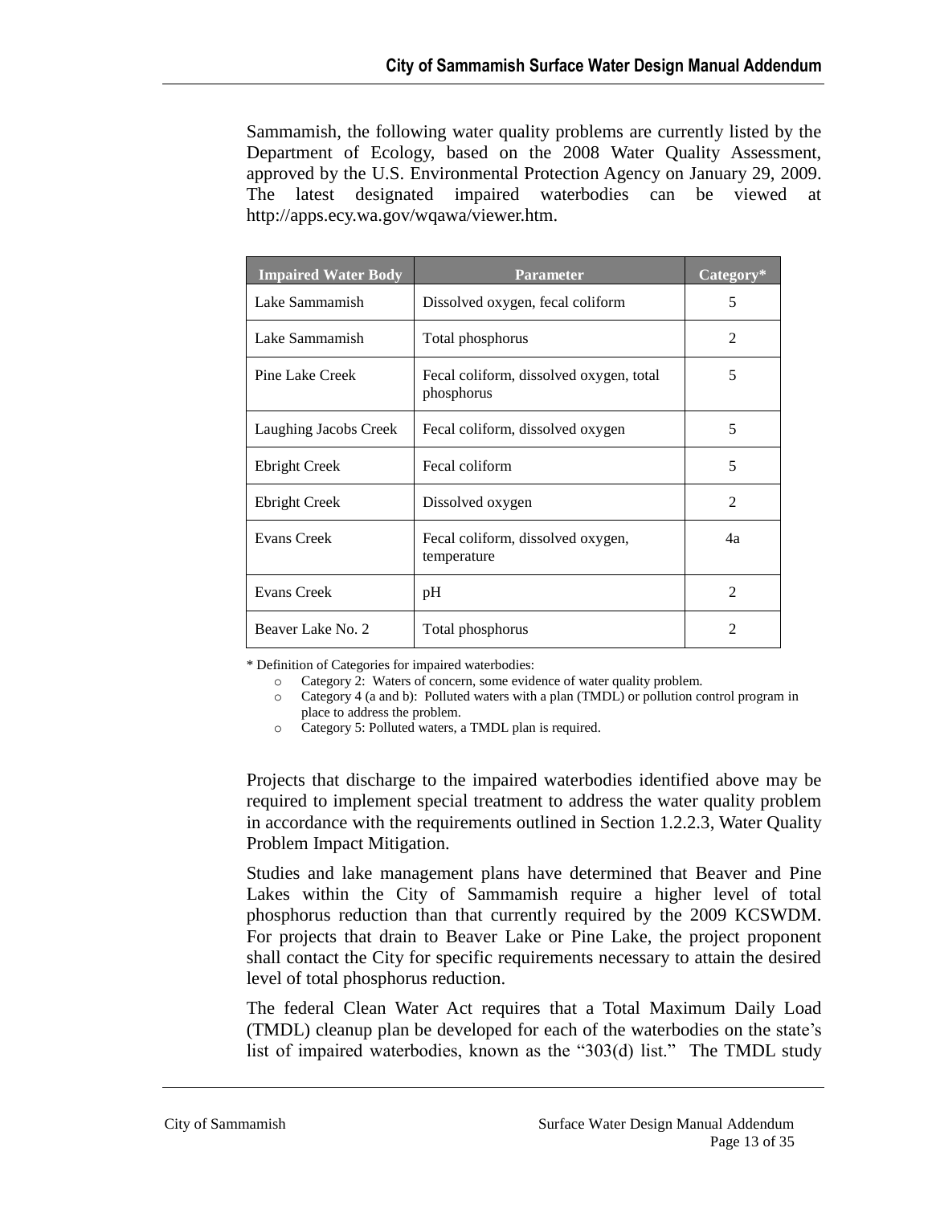Sammamish, the following water quality problems are currently listed by the Department of Ecology, based on the 2008 Water Quality Assessment, approved by the U.S. Environmental Protection Agency on January 29, 2009. The latest designated impaired waterbodies can be viewed at http://apps.ecy.wa.gov/wqawa/viewer.htm.

| Impaired Water Body | Parameter | Category* |
|---|---|---|
| Lake Sammamish | Dissolved oxygen, fecal coliform | 5 |
| Lake Sammamish | Total phosphorus | 2 |
| Pine Lake Creek | Fecal coliform, dissolved oxygen, total phosphorus | 5 |
| Laughing Jacobs Creek | Fecal coliform, dissolved oxygen | 5 |
| Ebright Creek | Fecal coliform | 5 |
| Ebright Creek | Dissolved oxygen | 2 |
| Evans Creek | Fecal coliform, dissolved oxygen, temperature | 4a |
| Evans Creek | pH | 2 |
| Beaver Lake No. 2 | Total phosphorus | 2 |

* Definition of Categories for impaired waterbodies:

- Category 2: Waters of concern, some evidence of water quality problem.
- Category 4 (a and b): Polluted waters with a plan (TMDL) or pollution control program in place to address the problem.
- Category 5: Polluted waters, a TMDL plan is required.

Projects that discharge to the impaired waterbodies identified above may be required to implement special treatment to address the water quality problem in accordance with the requirements outlined in Section 1.2.2.3, Water Quality Problem Impact Mitigation.

Studies and lake management plans have determined that Beaver and Pine Lakes within the City of Sammamish require a higher level of total phosphorus reduction than that currently required by the 2009 KCSWDM. For projects that drain to Beaver Lake or Pine Lake, the project proponent shall contact the City for specific requirements necessary to attain the desired level of total phosphorus reduction.

The federal Clean Water Act requires that a Total Maximum Daily Load (TMDL) cleanup plan be developed for each of the waterbodies on the state's list of impaired waterbodies, known as the "303(d) list." The TMDL study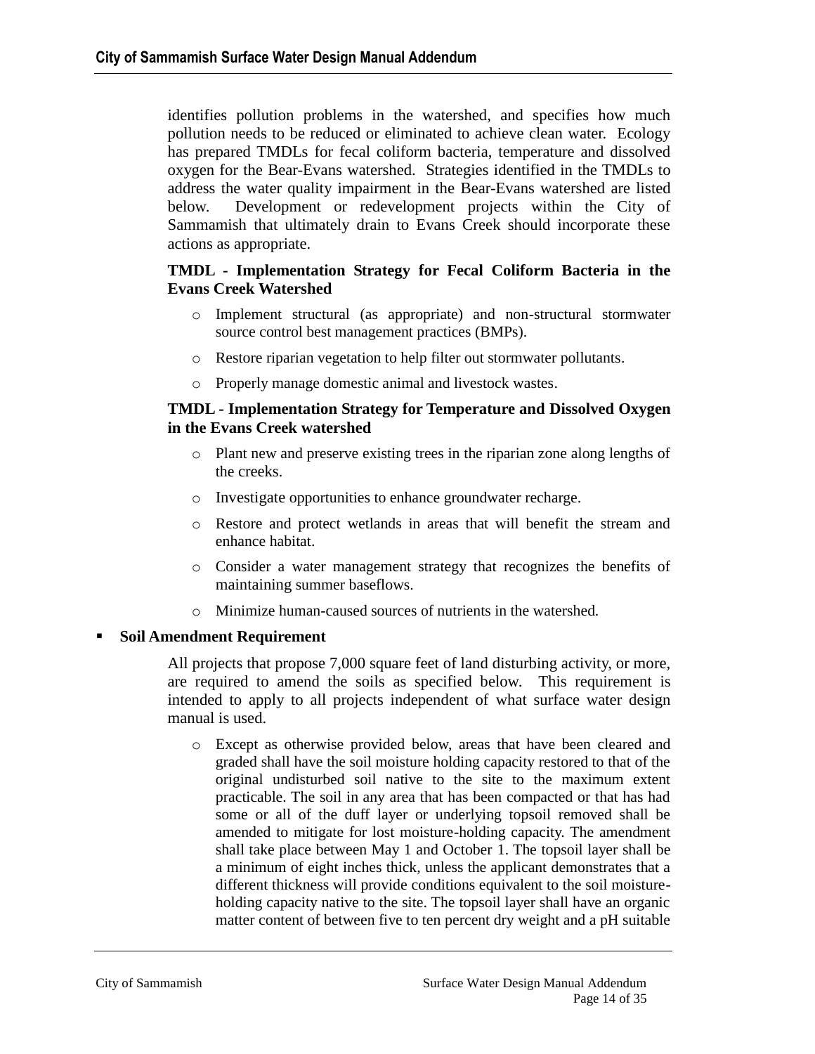identifies pollution problems in the watershed, and specifies how much pollution needs to be reduced or eliminated to achieve clean water. Ecology has prepared TMDLs for fecal coliform bacteria, temperature and dissolved oxygen for the Bear-Evans watershed. Strategies identified in the TMDLs to address the water quality impairment in the Bear-Evans watershed are listed below. Development or redevelopment projects within the City of Sammamish that ultimately drain to Evans Creek should incorporate these actions as appropriate.

**TMDL - Implementation Strategy for Fecal Coliform Bacteria in the Evans Creek Watershed**

- Implement structural (as appropriate) and non-structural stormwater source control best management practices (BMPs).
- Restore riparian vegetation to help filter out stormwater pollutants.
- Properly manage domestic animal and livestock wastes.

**TMDL - Implementation Strategy for Temperature and Dissolved Oxygen in the Evans Creek watershed**

- Plant new and preserve existing trees in the riparian zone along lengths of the creeks.
- Investigate opportunities to enhance groundwater recharge.
- Restore and protect wetlands in areas that will benefit the stream and enhance habitat.
- Consider a water management strategy that recognizes the benefits of maintaining summer baseflows.
- Minimize human-caused sources of nutrients in the watershed.

- **Soil Amendment Requirement**

  All projects that propose 7,000 square feet of land disturbing activity, or more, are required to amend the soils as specified below. This requirement is intended to apply to all projects independent of what surface water design manual is used.

  - Except as otherwise provided below, areas that have been cleared and graded shall have the soil moisture holding capacity restored to that of the original undisturbed soil native to the site to the maximum extent practicable. The soil in any area that has been compacted or that has had some or all of the duff layer or underlying topsoil removed shall be amended to mitigate for lost moisture-holding capacity. The amendment shall take place between May 1 and October 1. The topsoil layer shall be a minimum of eight inches thick, unless the applicant demonstrates that a different thickness will provide conditions equivalent to the soil moisture-holding capacity native to the site. The topsoil layer shall have an organic matter content of between five to ten percent dry weight and a pH suitable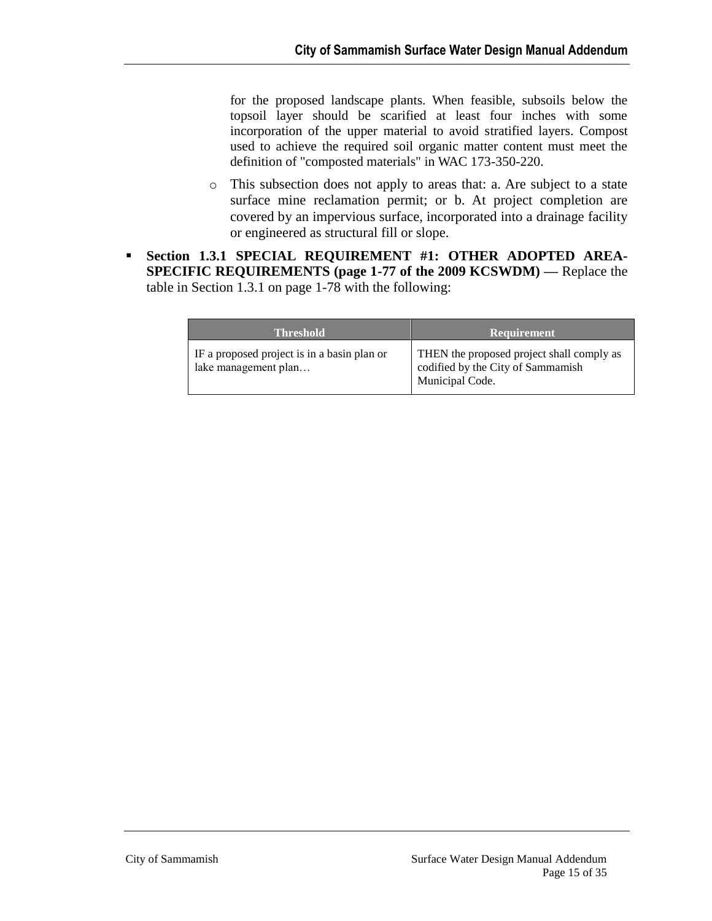for the proposed landscape plants. When feasible, subsoils below the topsoil layer should be scarified at least four inches with some incorporation of the upper material to avoid stratified layers. Compost used to achieve the required soil organic matter content must meet the definition of "composted materials" in WAC 173-350-220.

  - This subsection does not apply to areas that: a. Are subject to a state surface mine reclamation permit; or b. At project completion are covered by an impervious surface, incorporated into a drainage facility or engineered as structural fill or slope.

- **Section 1.3.1 SPECIAL REQUIREMENT #1: OTHER ADOPTED AREA-SPECIFIC REQUIREMENTS (page 1-77 of the 2009 KCSWDM) —** Replace the table in Section 1.3.1 on page 1-78 with the following:

| Threshold | Requirement |
|---|---|
| IF a proposed project is in a basin plan or lake management plan… | THEN the proposed project shall comply as codified by the City of Sammamish Municipal Code. |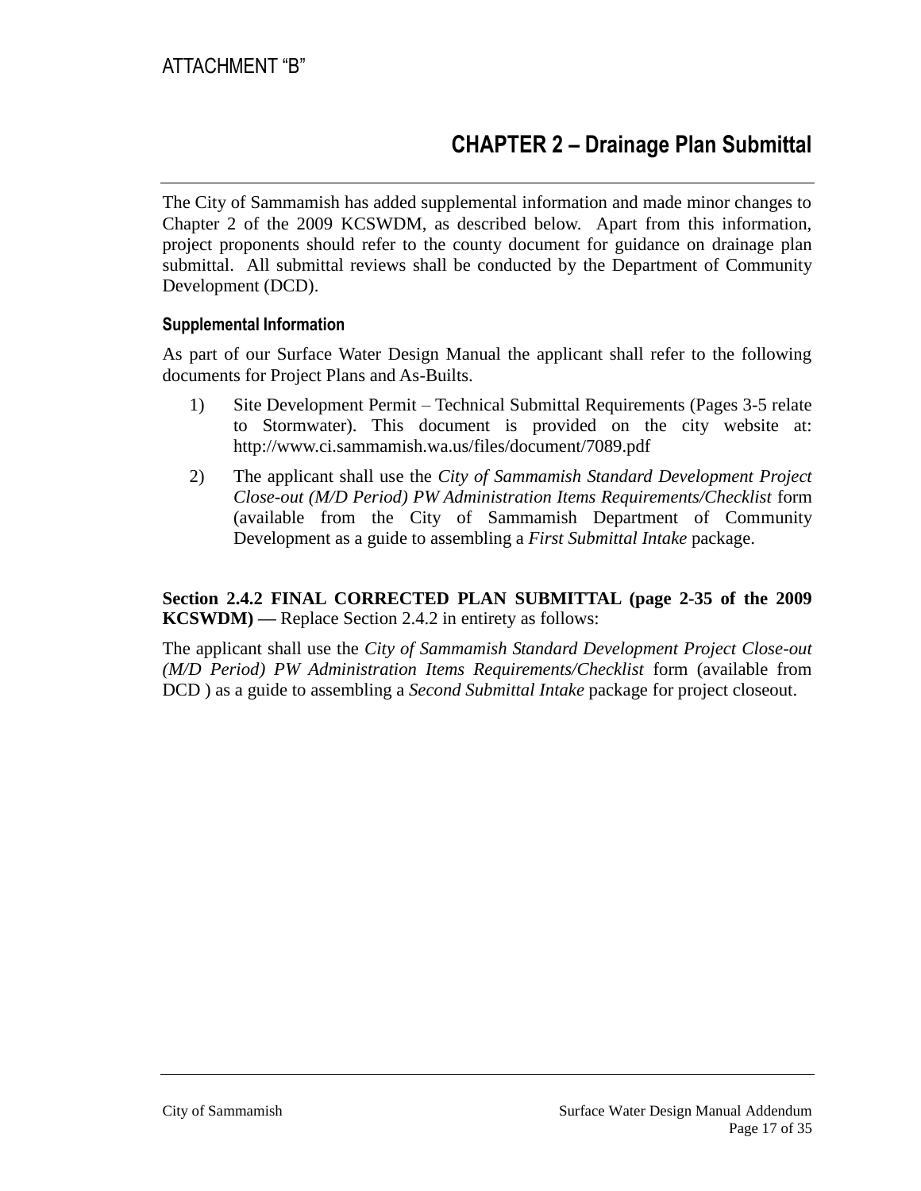ATTACHMENT “B”

# CHAPTER 2 – Drainage Plan Submittal

The City of Sammamish has added supplemental information and made minor changes to Chapter 2 of the 2009 KCSWDM, as described below. Apart from this information, project proponents should refer to the county document for guidance on drainage plan submittal. All submittal reviews shall be conducted by the Department of Community Development (DCD).

### Supplemental Information

As part of our Surface Water Design Manual the applicant shall refer to the following documents for Project Plans and As-Builts.

1) Site Development Permit – Technical Submittal Requirements (Pages 3-5 relate to Stormwater). This document is provided on the city website at: http://www.ci.sammamish.wa.us/files/document/7089.pdf

2) The applicant shall use the *City of Sammamish Standard Development Project Close-out (M/D Period) PW Administration Items Requirements/Checklist* form (available from the City of Sammamish Department of Community Development as a guide to assembling a *First Submittal Intake* package.

**Section 2.4.2 FINAL CORRECTED PLAN SUBMITTAL (page 2-35 of the 2009 KCSWDM) —** Replace Section 2.4.2 in entirety as follows:

The applicant shall use the *City of Sammamish Standard Development Project Close-out (M/D Period) PW Administration Items Requirements/Checklist* form (available from DCD ) as a guide to assembling a *Second Submittal Intake* package for project closeout.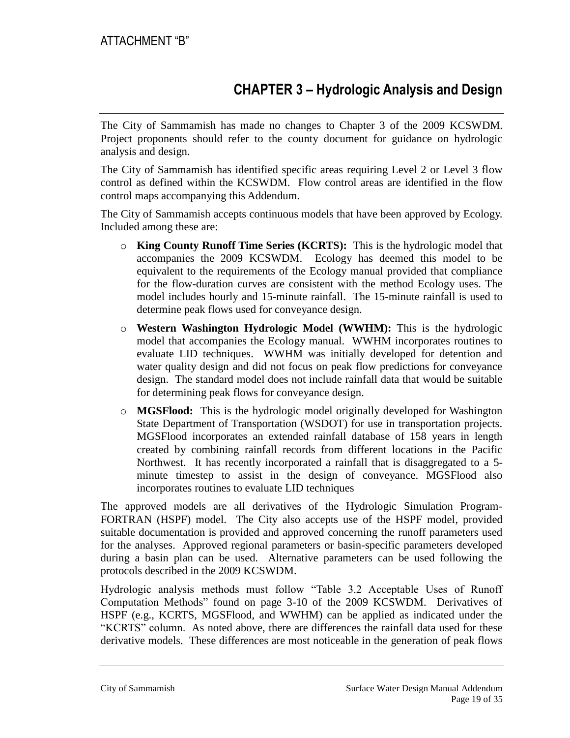ATTACHMENT "B"

# CHAPTER 3 – Hydrologic Analysis and Design

The City of Sammamish has made no changes to Chapter 3 of the 2009 KCSWDM. Project proponents should refer to the county document for guidance on hydrologic analysis and design.

The City of Sammamish has identified specific areas requiring Level 2 or Level 3 flow control as defined within the KCSWDM. Flow control areas are identified in the flow control maps accompanying this Addendum.

The City of Sammamish accepts continuous models that have been approved by Ecology. Included among these are:

- **King County Runoff Time Series (KCRTS):** This is the hydrologic model that accompanies the 2009 KCSWDM. Ecology has deemed this model to be equivalent to the requirements of the Ecology manual provided that compliance for the flow-duration curves are consistent with the method Ecology uses. The model includes hourly and 15-minute rainfall. The 15-minute rainfall is used to determine peak flows used for conveyance design.
- **Western Washington Hydrologic Model (WWHM):** This is the hydrologic model that accompanies the Ecology manual. WWHM incorporates routines to evaluate LID techniques. WWHM was initially developed for detention and water quality design and did not focus on peak flow predictions for conveyance design. The standard model does not include rainfall data that would be suitable for determining peak flows for conveyance design.
- **MGSFlood:** This is the hydrologic model originally developed for Washington State Department of Transportation (WSDOT) for use in transportation projects. MGSFlood incorporates an extended rainfall database of 158 years in length created by combining rainfall records from different locations in the Pacific Northwest. It has recently incorporated a rainfall that is disaggregated to a 5-minute timestep to assist in the design of conveyance. MGSFlood also incorporates routines to evaluate LID techniques

The approved models are all derivatives of the Hydrologic Simulation Program-FORTRAN (HSPF) model. The City also accepts use of the HSPF model, provided suitable documentation is provided and approved concerning the runoff parameters used for the analyses. Approved regional parameters or basin-specific parameters developed during a basin plan can be used. Alternative parameters can be used following the protocols described in the 2009 KCSWDM.

Hydrologic analysis methods must follow "Table 3.2 Acceptable Uses of Runoff Computation Methods" found on page 3-10 of the 2009 KCSWDM. Derivatives of HSPF (e.g., KCRTS, MGSFlood, and WWHM) can be applied as indicated under the "KCRTS" column. As noted above, there are differences the rainfall data used for these derivative models. These differences are most noticeable in the generation of peak flows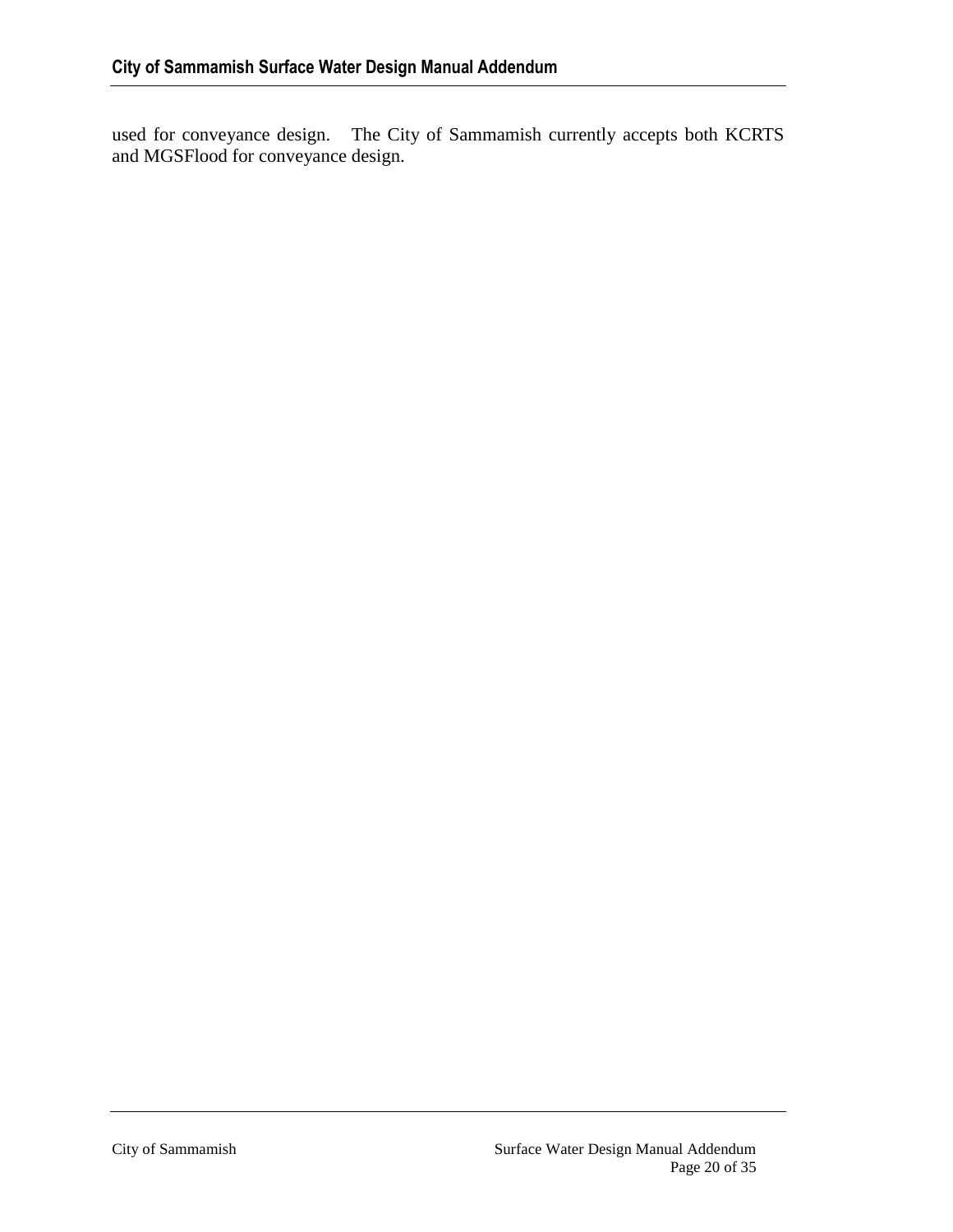used for conveyance design. The City of Sammamish currently accepts both KCRTS and MGSFlood for conveyance design.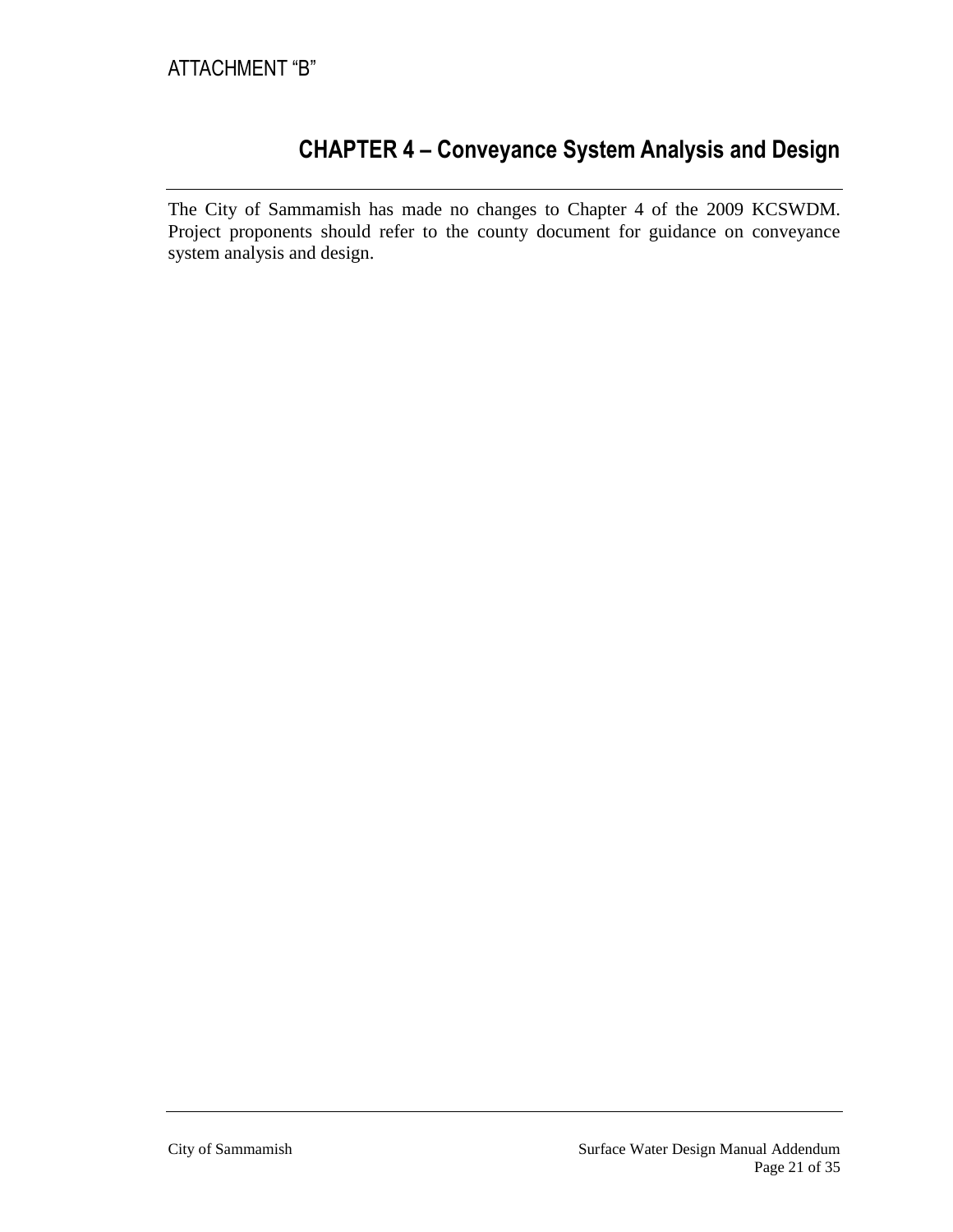ATTACHMENT “B”

# CHAPTER 4 – Conveyance System Analysis and Design

The City of Sammamish has made no changes to Chapter 4 of the 2009 KCSWDM. Project proponents should refer to the county document for guidance on conveyance system analysis and design.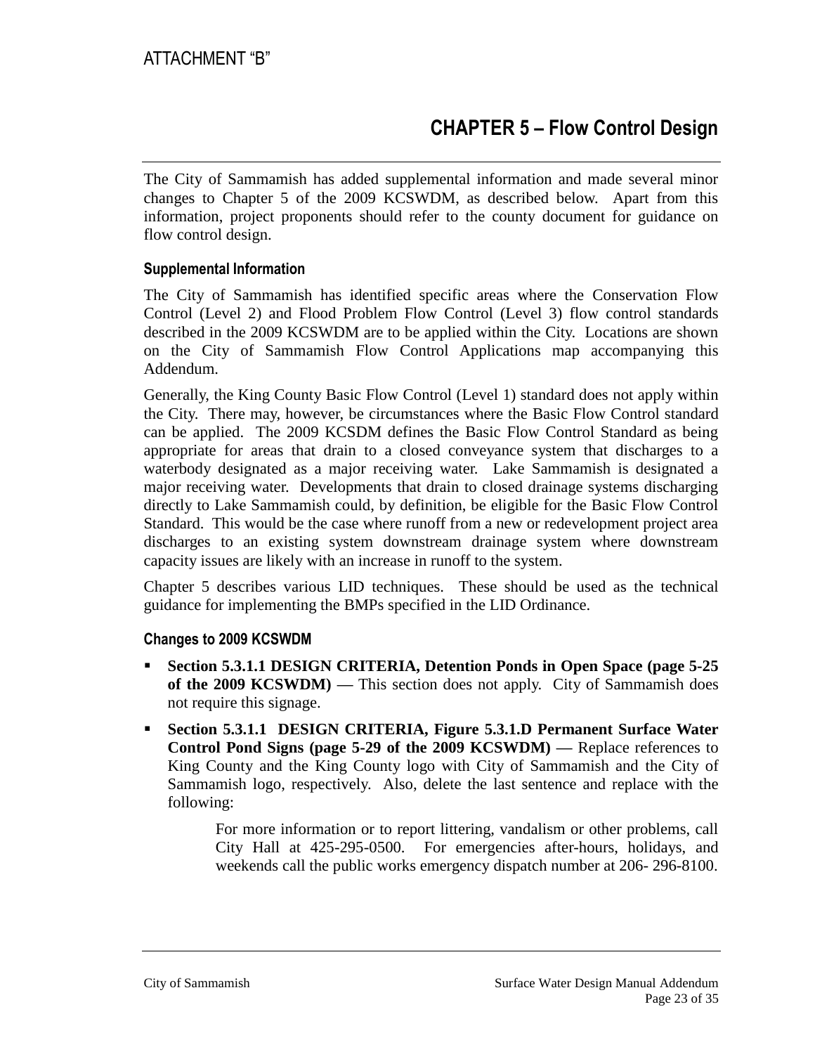ATTACHMENT "B"

# CHAPTER 5 – Flow Control Design

The City of Sammamish has added supplemental information and made several minor changes to Chapter 5 of the 2009 KCSWDM, as described below. Apart from this information, project proponents should refer to the county document for guidance on flow control design.

### Supplemental Information

The City of Sammamish has identified specific areas where the Conservation Flow Control (Level 2) and Flood Problem Flow Control (Level 3) flow control standards described in the 2009 KCSWDM are to be applied within the City. Locations are shown on the City of Sammamish Flow Control Applications map accompanying this Addendum.

Generally, the King County Basic Flow Control (Level 1) standard does not apply within the City. There may, however, be circumstances where the Basic Flow Control standard can be applied. The 2009 KCSDM defines the Basic Flow Control Standard as being appropriate for areas that drain to a closed conveyance system that discharges to a waterbody designated as a major receiving water. Lake Sammamish is designated a major receiving water. Developments that drain to closed drainage systems discharging directly to Lake Sammamish could, by definition, be eligible for the Basic Flow Control Standard. This would be the case where runoff from a new or redevelopment project area discharges to an existing system downstream drainage system where downstream capacity issues are likely with an increase in runoff to the system.

Chapter 5 describes various LID techniques. These should be used as the technical guidance for implementing the BMPs specified in the LID Ordinance.

### Changes to 2009 KCSWDM

- **Section 5.3.1.1 DESIGN CRITERIA, Detention Ponds in Open Space (page 5-25 of the 2009 KCSWDM) —** This section does not apply. City of Sammamish does not require this signage.
- **Section 5.3.1.1 DESIGN CRITERIA, Figure 5.3.1.D Permanent Surface Water Control Pond Signs (page 5-29 of the 2009 KCSWDM) —** Replace references to King County and the King County logo with City of Sammamish and the City of Sammamish logo, respectively. Also, delete the last sentence and replace with the following:

  > For more information or to report littering, vandalism or other problems, call City Hall at 425-295-0500. For emergencies after-hours, holidays, and weekends call the public works emergency dispatch number at 206- 296-8100.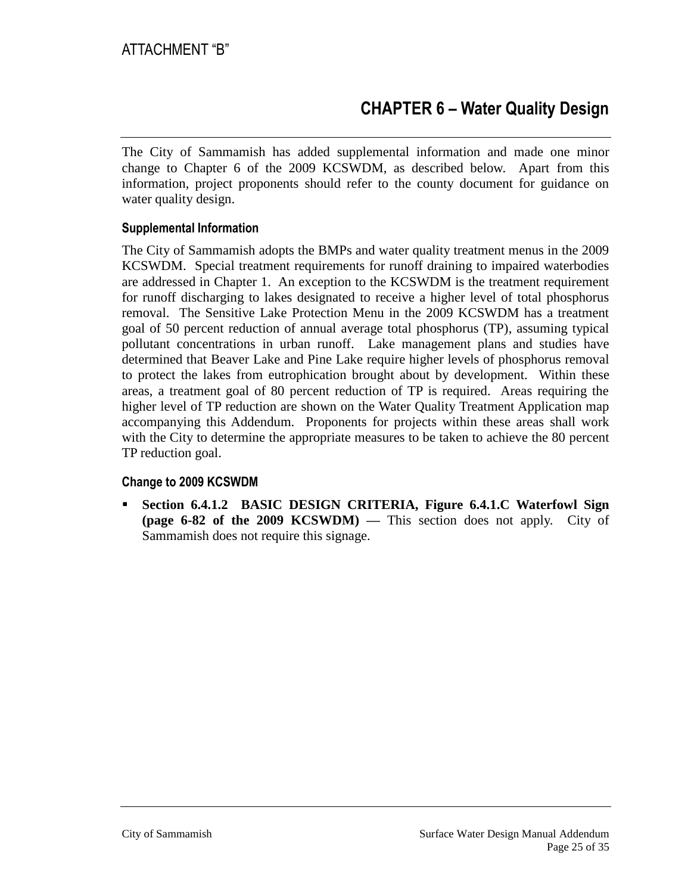ATTACHMENT "B"

# CHAPTER 6 – Water Quality Design

The City of Sammamish has added supplemental information and made one minor change to Chapter 6 of the 2009 KCSWDM, as described below. Apart from this information, project proponents should refer to the county document for guidance on water quality design.

### Supplemental Information

The City of Sammamish adopts the BMPs and water quality treatment menus in the 2009 KCSWDM. Special treatment requirements for runoff draining to impaired waterbodies are addressed in Chapter 1. An exception to the KCSWDM is the treatment requirement for runoff discharging to lakes designated to receive a higher level of total phosphorus removal. The Sensitive Lake Protection Menu in the 2009 KCSWDM has a treatment goal of 50 percent reduction of annual average total phosphorus (TP), assuming typical pollutant concentrations in urban runoff. Lake management plans and studies have determined that Beaver Lake and Pine Lake require higher levels of phosphorus removal to protect the lakes from eutrophication brought about by development. Within these areas, a treatment goal of 80 percent reduction of TP is required. Areas requiring the higher level of TP reduction are shown on the Water Quality Treatment Application map accompanying this Addendum. Proponents for projects within these areas shall work with the City to determine the appropriate measures to be taken to achieve the 80 percent TP reduction goal.

### Change to 2009 KCSWDM

- **Section 6.4.1.2 BASIC DESIGN CRITERIA, Figure 6.4.1.C Waterfowl Sign (page 6-82 of the 2009 KCSWDM) —** This section does not apply. City of Sammamish does not require this signage.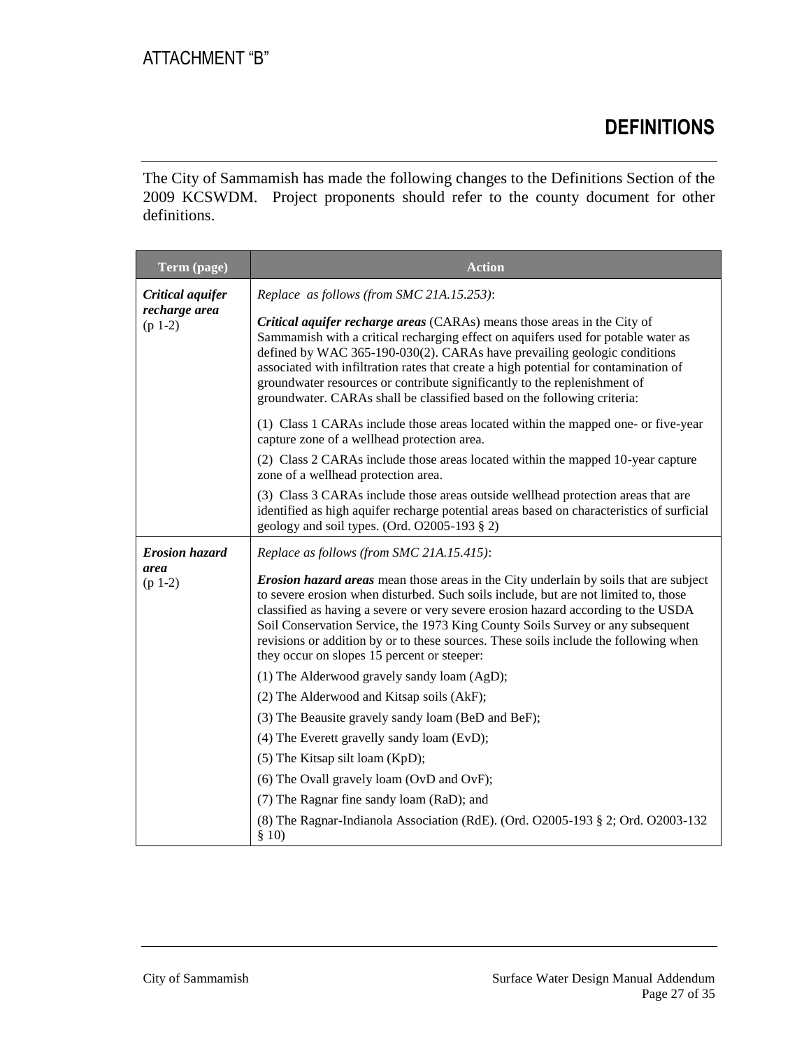ATTACHMENT "B"

# DEFINITIONS

The City of Sammamish has made the following changes to the Definitions Section of the 2009 KCSWDM. Project proponents should refer to the county document for other definitions.

| Term (page) | Action |
|---|---|
| ***Critical aquifer recharge area*** (p 1-2) | *Replace as follows (from SMC 21A.15.253)*:<br><br>***Critical aquifer recharge areas*** (CARAs) means those areas in the City of Sammamish with a critical recharging effect on aquifers used for potable water as defined by WAC 365-190-030(2). CARAs have prevailing geologic conditions associated with infiltration rates that create a high potential for contamination of groundwater resources or contribute significantly to the replenishment of groundwater. CARAs shall be classified based on the following criteria:<br><br>(1) Class 1 CARAs include those areas located within the mapped one- or five-year capture zone of a wellhead protection area.<br><br>(2) Class 2 CARAs include those areas located within the mapped 10-year capture zone of a wellhead protection area.<br><br>(3) Class 3 CARAs include those areas outside wellhead protection areas that are identified as high aquifer recharge potential areas based on characteristics of surficial geology and soil types. (Ord. O2005-193 § 2) |
| ***Erosion hazard area*** (p 1-2) | *Replace as follows (from SMC 21A.15.415)*:<br><br>***Erosion hazard areas*** mean those areas in the City underlain by soils that are subject to severe erosion when disturbed. Such soils include, but are not limited to, those classified as having a severe or very severe erosion hazard according to the USDA Soil Conservation Service, the 1973 King County Soils Survey or any subsequent revisions or addition by or to these sources. These soils include the following when they occur on slopes 15 percent or steeper:<br><br>(1) The Alderwood gravely sandy loam (AgD);<br><br>(2) The Alderwood and Kitsap soils (AkF);<br><br>(3) The Beausite gravely sandy loam (BeD and BeF);<br><br>(4) The Everett gravelly sandy loam (EvD);<br><br>(5) The Kitsap silt loam (KpD);<br><br>(6) The Ovall gravely loam (OvD and OvF);<br><br>(7) The Ragnar fine sandy loam (RaD); and<br><br>(8) The Ragnar-Indianola Association (RdE). (Ord. O2005-193 § 2; Ord. O2003-132 § 10) |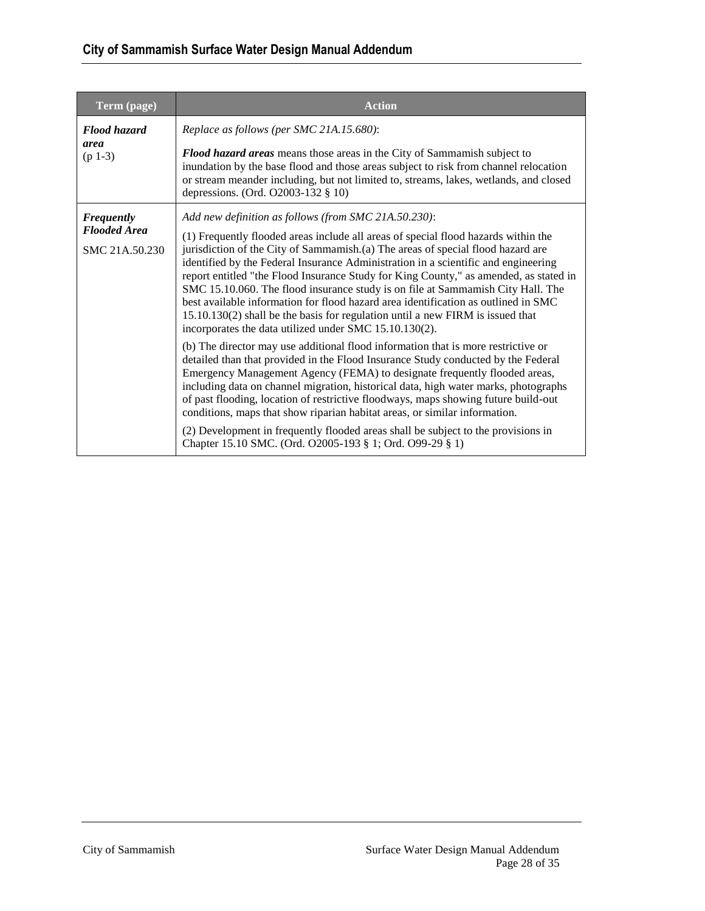| Term (page) | Action |
|---|---|
| ***Flood hazard area*** (p 1-3) | *Replace as follows (per SMC 21A.15.680)*:<br><br>***Flood hazard areas*** means those areas in the City of Sammamish subject to inundation by the base flood and those areas subject to risk from channel relocation or stream meander including, but not limited to, streams, lakes, wetlands, and closed depressions. (Ord. O2003-132 § 10) |
| ***Frequently Flooded Area***<br><br>SMC 21A.50.230 | *Add new definition as follows (from SMC 21A.50.230)*:<br><br>(1) Frequently flooded areas include all areas of special flood hazards within the jurisdiction of the City of Sammamish.(a) The areas of special flood hazard are identified by the Federal Insurance Administration in a scientific and engineering report entitled "the Flood Insurance Study for King County," as amended, as stated in SMC 15.10.060. The flood insurance study is on file at Sammamish City Hall. The best available information for flood hazard area identification as outlined in SMC 15.10.130(2) shall be the basis for regulation until a new FIRM is issued that incorporates the data utilized under SMC 15.10.130(2).<br><br>(b) The director may use additional flood information that is more restrictive or detailed than that provided in the Flood Insurance Study conducted by the Federal Emergency Management Agency (FEMA) to designate frequently flooded areas, including data on channel migration, historical data, high water marks, photographs of past flooding, location of restrictive floodways, maps showing future build-out conditions, maps that show riparian habitat areas, or similar information.<br><br>(2) Development in frequently flooded areas shall be subject to the provisions in Chapter 15.10 SMC. (Ord. O2005-193 § 1; Ord. O99-29 § 1) |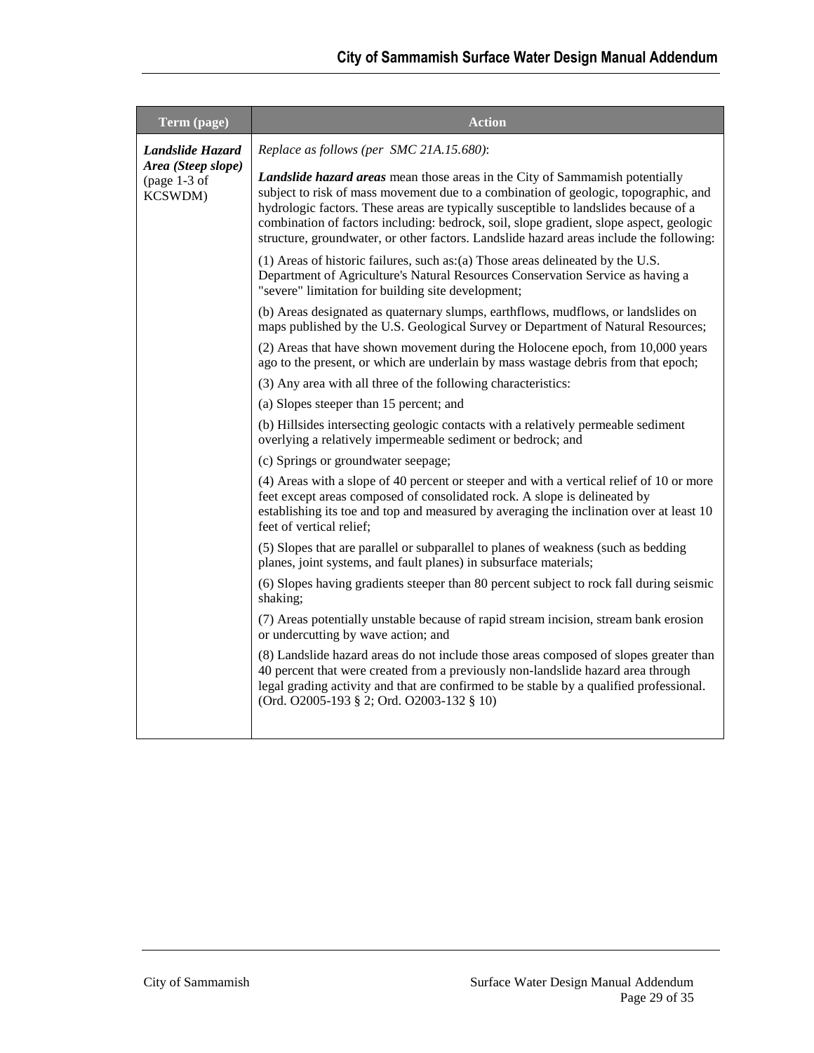| Term (page) | Action |
|---|---|
| ***Landslide Hazard Area (Steep slope)*** (page 1-3 of KCSWDM) | *Replace as follows (per SMC 21A.15.680)*:<br><br>***Landslide hazard areas*** mean those areas in the City of Sammamish potentially subject to risk of mass movement due to a combination of geologic, topographic, and hydrologic factors. These areas are typically susceptible to landslides because of a combination of factors including: bedrock, soil, slope gradient, slope aspect, geologic structure, groundwater, or other factors. Landslide hazard areas include the following:<br><br>(1) Areas of historic failures, such as:(a) Those areas delineated by the U.S. Department of Agriculture's Natural Resources Conservation Service as having a "severe" limitation for building site development;<br><br>(b) Areas designated as quaternary slumps, earthflows, mudflows, or landslides on maps published by the U.S. Geological Survey or Department of Natural Resources;<br><br>(2) Areas that have shown movement during the Holocene epoch, from 10,000 years ago to the present, or which are underlain by mass wastage debris from that epoch;<br><br>(3) Any area with all three of the following characteristics:<br><br>(a) Slopes steeper than 15 percent; and<br><br>(b) Hillsides intersecting geologic contacts with a relatively permeable sediment overlying a relatively impermeable sediment or bedrock; and<br><br>(c) Springs or groundwater seepage;<br><br>(4) Areas with a slope of 40 percent or steeper and with a vertical relief of 10 or more feet except areas composed of consolidated rock. A slope is delineated by establishing its toe and top and measured by averaging the inclination over at least 10 feet of vertical relief;<br><br>(5) Slopes that are parallel or subparallel to planes of weakness (such as bedding planes, joint systems, and fault planes) in subsurface materials;<br><br>(6) Slopes having gradients steeper than 80 percent subject to rock fall during seismic shaking;<br><br>(7) Areas potentially unstable because of rapid stream incision, stream bank erosion or undercutting by wave action; and<br><br>(8) Landslide hazard areas do not include those areas composed of slopes greater than 40 percent that were created from a previously non-landslide hazard area through legal grading activity and that are confirmed to be stable by a qualified professional. (Ord. O2005-193 § 2; Ord. O2003-132 § 10) |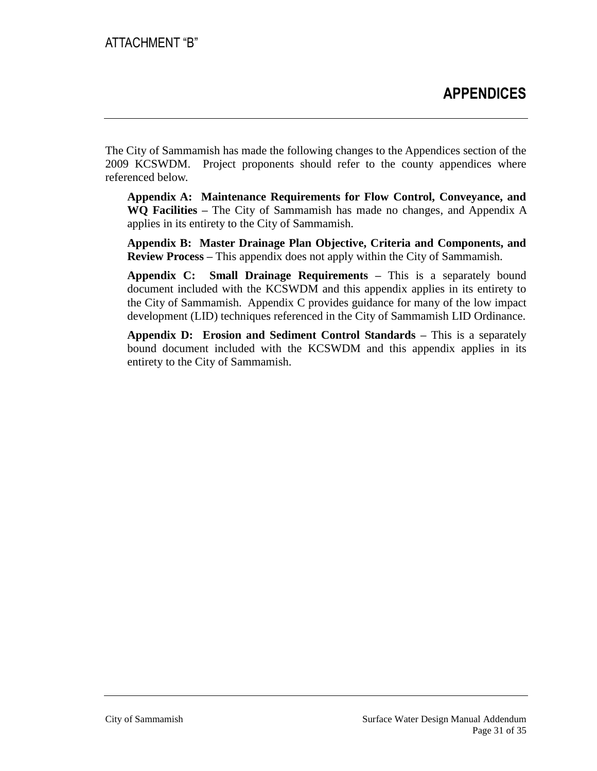ATTACHMENT "B"

# APPENDICES

The City of Sammamish has made the following changes to the Appendices section of the 2009 KCSWDM. Project proponents should refer to the county appendices where referenced below.

**Appendix A: Maintenance Requirements for Flow Control, Conveyance, and WQ Facilities –** The City of Sammamish has made no changes, and Appendix A applies in its entirety to the City of Sammamish.

**Appendix B: Master Drainage Plan Objective, Criteria and Components, and Review Process –** This appendix does not apply within the City of Sammamish.

**Appendix C: Small Drainage Requirements –** This is a separately bound document included with the KCSWDM and this appendix applies in its entirety to the City of Sammamish. Appendix C provides guidance for many of the low impact development (LID) techniques referenced in the City of Sammamish LID Ordinance.

**Appendix D: Erosion and Sediment Control Standards –** This is a separately bound document included with the KCSWDM and this appendix applies in its entirety to the City of Sammamish.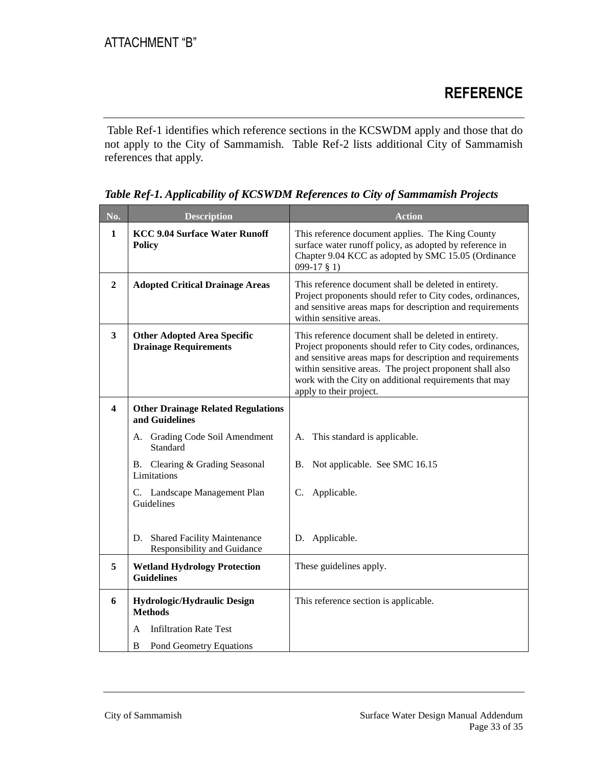ATTACHMENT "B"

# REFERENCE

Table Ref-1 identifies which reference sections in the KCSWDM apply and those that do not apply to the City of Sammamish. Table Ref-2 lists additional City of Sammamish references that apply.

***Table Ref-1. Applicability of KCSWDM References to City of Sammamish Projects***

| No. | Description | Action |
|---|---|---|
| **1** | **KCC 9.04 Surface Water Runoff Policy** | This reference document applies. The King County surface water runoff policy, as adopted by reference in Chapter 9.04 KCC as adopted by SMC 15.05 (Ordinance 099-17 § 1) |
| **2** | **Adopted Critical Drainage Areas** | This reference document shall be deleted in entirety. Project proponents should refer to City codes, ordinances, and sensitive areas maps for description and requirements within sensitive areas. |
| **3** | **Other Adopted Area Specific Drainage Requirements** | This reference document shall be deleted in entirety. Project proponents should refer to City codes, ordinances, and sensitive areas maps for description and requirements within sensitive areas. The project proponent shall also work with the City on additional requirements that may apply to their project. |
| **4** | **Other Drainage Related Regulations and Guidelines**<br>A. Grading Code Soil Amendment Standard<br>B. Clearing & Grading Seasonal Limitations<br>C. Landscape Management Plan Guidelines<br>D. Shared Facility Maintenance Responsibility and Guidance | <br>A. This standard is applicable.<br>B. Not applicable. See SMC 16.15<br>C. Applicable.<br>D. Applicable. |
| **5** | **Wetland Hydrology Protection Guidelines** | These guidelines apply. |
| **6** | **Hydrologic/Hydraulic Design Methods**<br>A Infiltration Rate Test<br>B Pond Geometry Equations | This reference section is applicable. |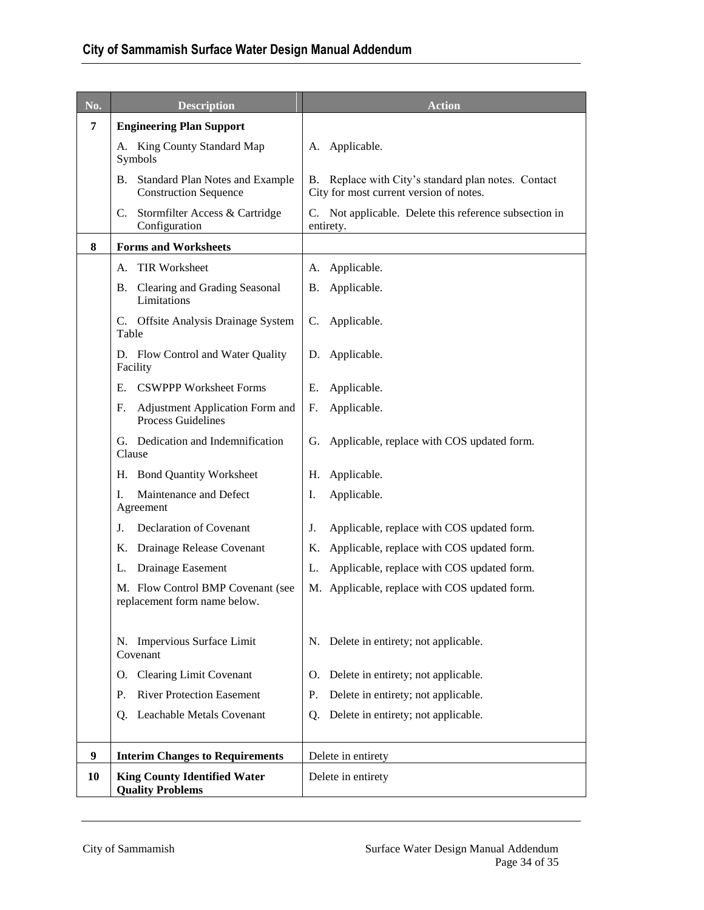| No. | Description | Action |
|---|---|---|
| 7 | **Engineering Plan Support** | |
| | A. King County Standard Map Symbols | A. Applicable. |
| | B. Standard Plan Notes and Example Construction Sequence | B. Replace with City's standard plan notes. Contact City for most current version of notes. |
| | C. Stormfilter Access & Cartridge Configuration | C. Not applicable. Delete this reference subsection in entirety. |
| 8 | **Forms and Worksheets** | |
| | A. TIR Worksheet | A. Applicable. |
| | B. Clearing and Grading Seasonal Limitations | B. Applicable. |
| | C. Offsite Analysis Drainage System Table | C. Applicable. |
| | D. Flow Control and Water Quality Facility | D. Applicable. |
| | E. CSWPPP Worksheet Forms | E. Applicable. |
| | F. Adjustment Application Form and Process Guidelines | F. Applicable. |
| | G. Dedication and Indemnification Clause | G. Applicable, replace with COS updated form. |
| | H. Bond Quantity Worksheet | H. Applicable. |
| | I. Maintenance and Defect Agreement | I. Applicable. |
| | J. Declaration of Covenant | J. Applicable, replace with COS updated form. |
| | K. Drainage Release Covenant | K. Applicable, replace with COS updated form. |
| | L. Drainage Easement | L. Applicable, replace with COS updated form. |
| | M. Flow Control BMP Covenant (see replacement form name below. | M. Applicable, replace with COS updated form. |
| | N. Impervious Surface Limit Covenant | N. Delete in entirety; not applicable. |
| | O. Clearing Limit Covenant | O. Delete in entirety; not applicable. |
| | P. River Protection Easement | P. Delete in entirety; not applicable. |
| | Q. Leachable Metals Covenant | Q. Delete in entirety; not applicable. |
| 9 | **Interim Changes to Requirements** | Delete in entirety |
| 10 | **King County Identified Water Quality Problems** | Delete in entirety |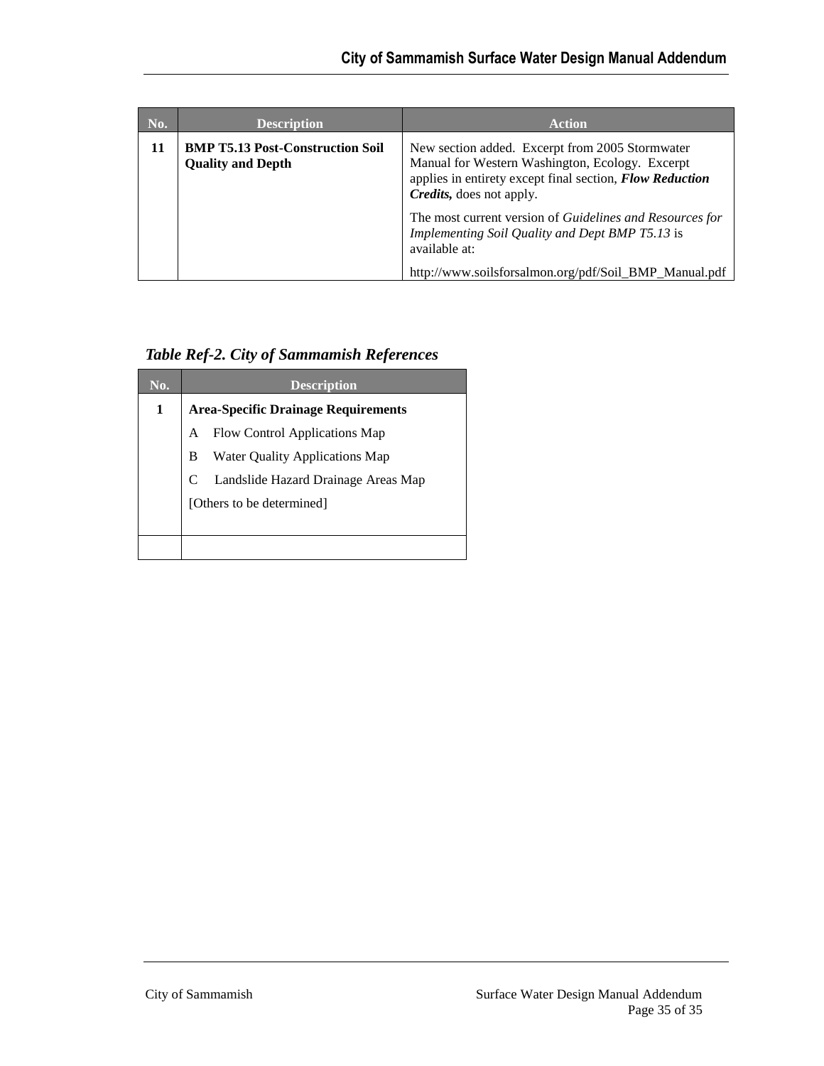| No. | Description | Action |
|---|---|---|
| **11** | **BMP T5.13 Post-Construction Soil Quality and Depth** | New section added. Excerpt from 2005 Stormwater Manual for Western Washington, Ecology. Excerpt applies in entirety except final section, ***Flow Reduction Credits,*** does not apply.<br><br>The most current version of *Guidelines and Resources for Implementing Soil Quality and Dept BMP T5.13* is available at:<br><br>http://www.soilsforsalmon.org/pdf/Soil_BMP_Manual.pdf |

***Table Ref-2. City of Sammamish References***

| No. | Description |
|---|---|
| **1** | **Area-Specific Drainage Requirements**<br><br>A Flow Control Applications Map<br><br>B Water Quality Applications Map<br><br>C Landslide Hazard Drainage Areas Map<br><br>[Others to be determined] |
| | |